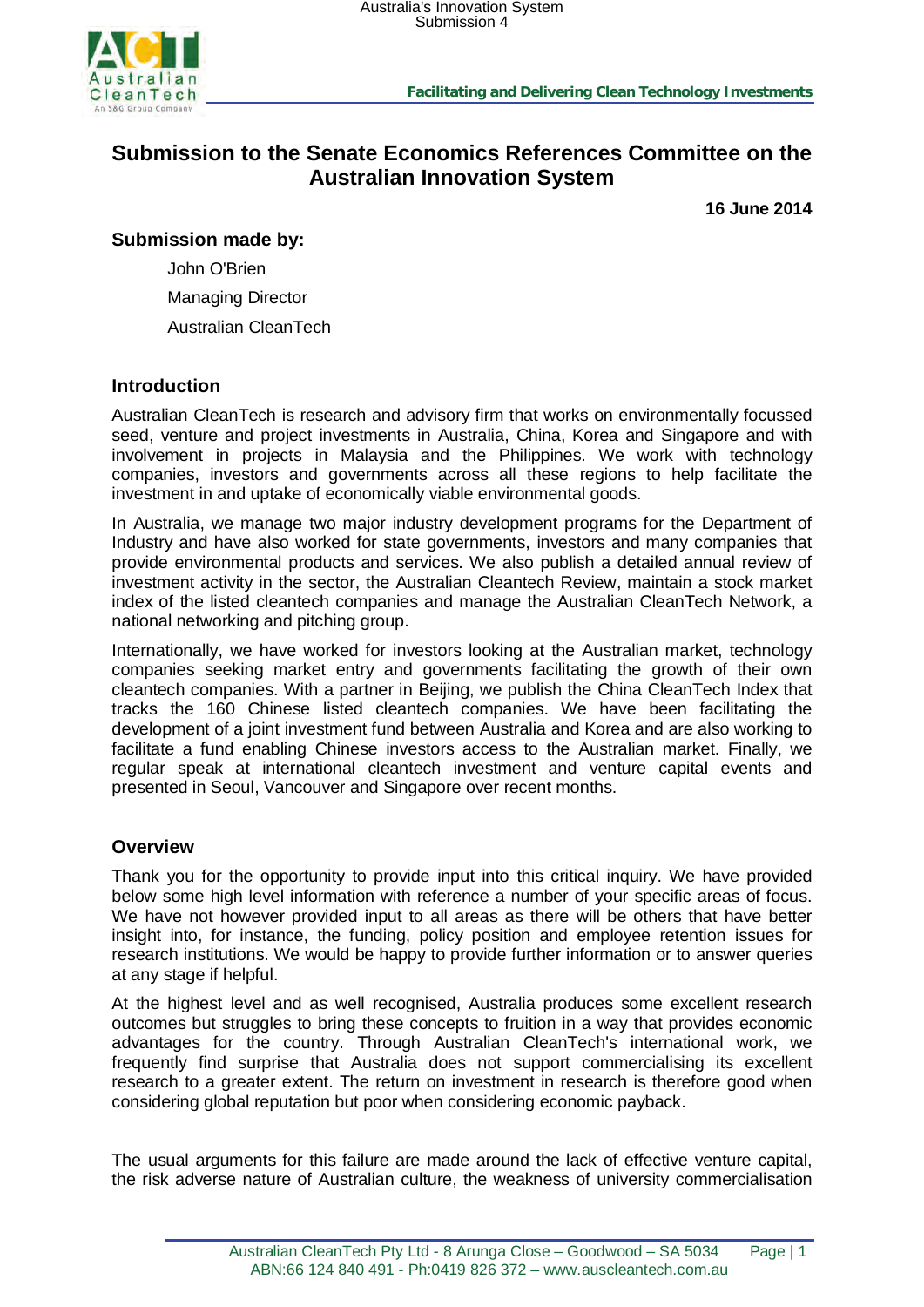# Submission to the Senate Economics References Committee on the Australian Innovation System

**16 June 2014**

## Submission made by:

John O'Brien

Managing Director

Australian CleanTech

## Introduction

Australian CleanTech is research and advisory firm that works on environmentally focussed seed, venture and project investments in Australia, China, Korea and Singapore and with involvement in projects in Malaysia and the Philippines. We work with technology companies, investors and governments across all these regions to help facilitate the investment in and uptake of economically viable environmental goods.

In Australia, we manage two major industry development programs for the Department of Industry and have also worked for state governments, investors and many companies that provide environmental products and services. We also publish a detailed annual review of investment activity in the sector, the Australian Cleantech Review, maintain a stock market index of the listed cleantech companies and manage the Australian CleanTech Network, a national networking and pitching group.

Internationally, we have worked for investors looking at the Australian market, technology companies seeking market entry and governments facilitating the growth of their own cleantech companies. With a partner in Beijing, we publish the China CleanTech Index that tracks the 160 Chinese listed cleantech companies. We have been facilitating the development of a joint investment fund between Australia and Korea and are also working to facilitate a fund enabling Chinese investors access to the Australian market. Finally, we regular speak at international cleantech investment and venture capital events and presented in Seoul, Vancouver and Singapore over recent months.

## Overview

Thank you for the opportunity to provide input into this critical inquiry. We have provided below some high level information with reference a number of your specific areas of focus. We have not however provided input to all areas as there will be others that have better insight into, for instance, the funding, policy position and employee retention issues for research institutions. We would be happy to provide further information or to answer queries at any stage if helpful.

At the highest level and as well recognised, Australia produces some excellent research outcomes but struggles to bring these concepts to fruition in a way that provides economic advantages for the country. Through Australian CleanTech's international work, we frequently find surprise that Australia does not support commercialising its excellent research to a greater extent. The return on investment in research is therefore good when considering global reputation but poor when considering economic payback.

The usual arguments for this failure are made around the lack of effective venture capital, the risk adverse nature of Australian culture, the weakness of university commercialisation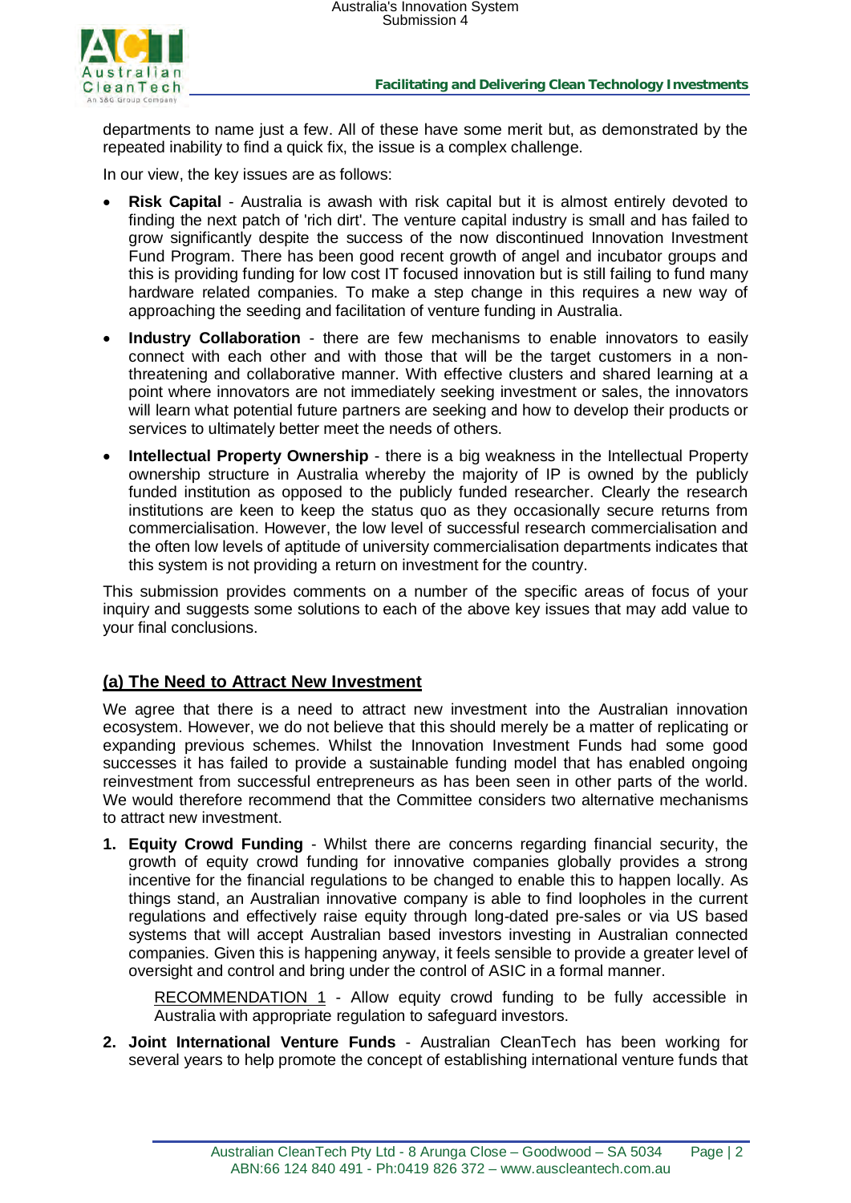departments to name just a few. All of these have some merit but, as demonstrated by the repeated inability to find a quick fix, the issue is a complex challenge.

In our view, the key issues are as follows:

- **Risk Capital** - Australia is awash with risk capital but it is almost entirely devoted to finding the next patch of 'rich dirt'. The venture capital industry is small and has failed to grow significantly despite the success of the now discontinued Innovation Investment Fund Program. There has been good recent growth of angel and incubator groups and this is providing funding for low cost IT focused innovation but is still failing to fund many hardware related companies. To make a step change in this requires a new way of approaching the seeding and facilitation of venture funding in Australia.
- **Industry Collaboration** - there are few mechanisms to enable innovators to easily connect with each other and with those that will be the target customers in a non-threatening and collaborative manner. With effective clusters and shared learning at a point where innovators are not immediately seeking investment or sales, the innovators will learn what potential future partners are seeking and how to develop their products or services to ultimately better meet the needs of others.
- **Intellectual Property Ownership** - there is a big weakness in the Intellectual Property ownership structure in Australia whereby the majority of IP is owned by the publicly funded institution as opposed to the publicly funded researcher. Clearly the research institutions are keen to keep the status quo as they occasionally secure returns from commercialisation. However, the low level of successful research commercialisation and the often low levels of aptitude of university commercialisation departments indicates that this system is not providing a return on investment for the country.

This submission provides comments on a number of the specific areas of focus of your inquiry and suggests some solutions to each of the above key issues that may add value to your final conclusions.

## (a) The Need to Attract New Investment

We agree that there is a need to attract new investment into the Australian innovation ecosystem. However, we do not believe that this should merely be a matter of replicating or expanding previous schemes. Whilst the Innovation Investment Funds had some good successes it has failed to provide a sustainable funding model that has enabled ongoing reinvestment from successful entrepreneurs as has been seen in other parts of the world. We would therefore recommend that the Committee considers two alternative mechanisms to attract new investment.

1. **Equity Crowd Funding** - Whilst there are concerns regarding financial security, the growth of equity crowd funding for innovative companies globally provides a strong incentive for the financial regulations to be changed to enable this to happen locally. As things stand, an Australian innovative company is able to find loopholes in the current regulations and effectively raise equity through long-dated pre-sales or via US based systems that will accept Australian based investors investing in Australian connected companies. Given this is happening anyway, it feels sensible to provide a greater level of oversight and control and bring under the control of ASIC in a formal manner.

   RECOMMENDATION 1 - Allow equity crowd funding to be fully accessible in Australia with appropriate regulation to safeguard investors.

2. **Joint International Venture Funds** - Australian CleanTech has been working for several years to help promote the concept of establishing international venture funds that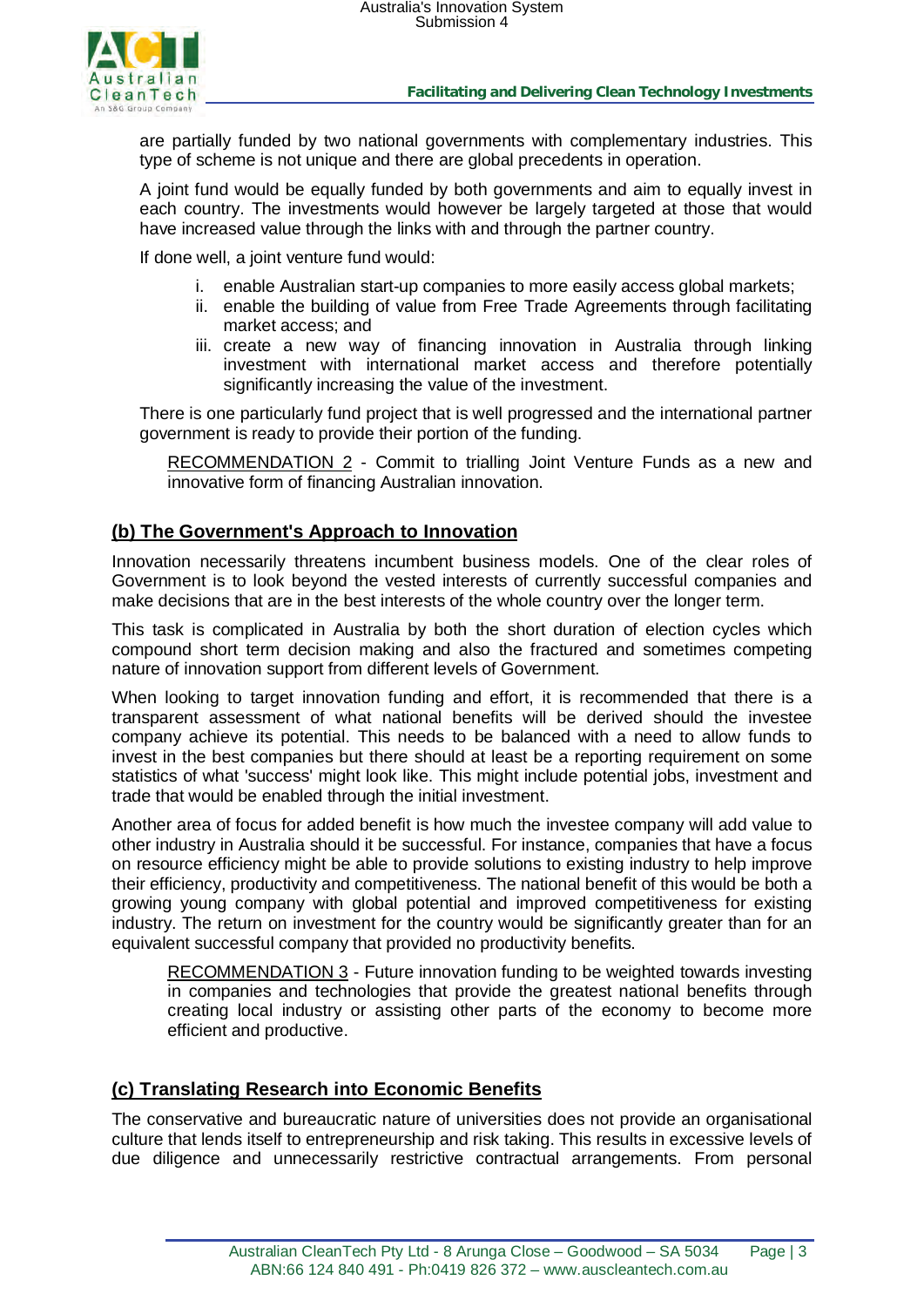are partially funded by two national governments with complementary industries. This type of scheme is not unique and there are global precedents in operation.

A joint fund would be equally funded by both governments and aim to equally invest in each country. The investments would however be largely targeted at those that would have increased value through the links with and through the partner country.

If done well, a joint venture fund would:

i. enable Australian start-up companies to more easily access global markets;
ii. enable the building of value from Free Trade Agreements through facilitating market access; and
iii. create a new way of financing innovation in Australia through linking investment with international market access and therefore potentially significantly increasing the value of the investment.

There is one particularly fund project that is well progressed and the international partner government is ready to provide their portion of the funding.

> RECOMMENDATION 2 - Commit to trialling Joint Venture Funds as a new and innovative form of financing Australian innovation.

## (b) The Government's Approach to Innovation

Innovation necessarily threatens incumbent business models. One of the clear roles of Government is to look beyond the vested interests of currently successful companies and make decisions that are in the best interests of the whole country over the longer term.

This task is complicated in Australia by both the short duration of election cycles which compound short term decision making and also the fractured and sometimes competing nature of innovation support from different levels of Government.

When looking to target innovation funding and effort, it is recommended that there is a transparent assessment of what national benefits will be derived should the investee company achieve its potential. This needs to be balanced with a need to allow funds to invest in the best companies but there should at least be a reporting requirement on some statistics of what 'success' might look like. This might include potential jobs, investment and trade that would be enabled through the initial investment.

Another area of focus for added benefit is how much the investee company will add value to other industry in Australia should it be successful. For instance, companies that have a focus on resource efficiency might be able to provide solutions to existing industry to help improve their efficiency, productivity and competitiveness. The national benefit of this would be both a growing young company with global potential and improved competitiveness for existing industry. The return on investment for the country would be significantly greater than for an equivalent successful company that provided no productivity benefits.

> RECOMMENDATION 3 - Future innovation funding to be weighted towards investing in companies and technologies that provide the greatest national benefits through creating local industry or assisting other parts of the economy to become more efficient and productive.

## (c) Translating Research into Economic Benefits

The conservative and bureaucratic nature of universities does not provide an organisational culture that lends itself to entrepreneurship and risk taking. This results in excessive levels of due diligence and unnecessarily restrictive contractual arrangements. From personal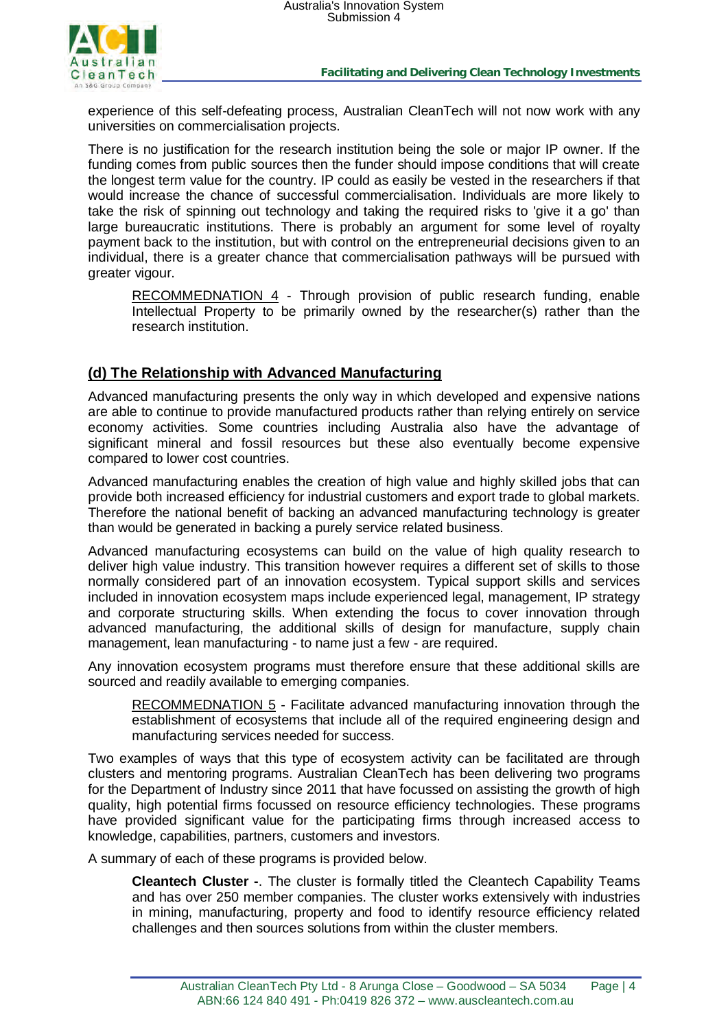experience of this self-defeating process, Australian CleanTech will not now work with any universities on commercialisation projects.

There is no justification for the research institution being the sole or major IP owner. If the funding comes from public sources then the funder should impose conditions that will create the longest term value for the country. IP could as easily be vested in the researchers if that would increase the chance of successful commercialisation. Individuals are more likely to take the risk of spinning out technology and taking the required risks to 'give it a go' than large bureaucratic institutions. There is probably an argument for some level of royalty payment back to the institution, but with control on the entrepreneurial decisions given to an individual, there is a greater chance that commercialisation pathways will be pursued with greater vigour.

> RECOMMEDNATION 4 - Through provision of public research funding, enable Intellectual Property to be primarily owned by the researcher(s) rather than the research institution.

## (d) The Relationship with Advanced Manufacturing

Advanced manufacturing presents the only way in which developed and expensive nations are able to continue to provide manufactured products rather than relying entirely on service economy activities. Some countries including Australia also have the advantage of significant mineral and fossil resources but these also eventually become expensive compared to lower cost countries.

Advanced manufacturing enables the creation of high value and highly skilled jobs that can provide both increased efficiency for industrial customers and export trade to global markets. Therefore the national benefit of backing an advanced manufacturing technology is greater than would be generated in backing a purely service related business.

Advanced manufacturing ecosystems can build on the value of high quality research to deliver high value industry. This transition however requires a different set of skills to those normally considered part of an innovation ecosystem. Typical support skills and services included in innovation ecosystem maps include experienced legal, management, IP strategy and corporate structuring skills. When extending the focus to cover innovation through advanced manufacturing, the additional skills of design for manufacture, supply chain management, lean manufacturing - to name just a few - are required.

Any innovation ecosystem programs must therefore ensure that these additional skills are sourced and readily available to emerging companies.

> RECOMMEDNATION 5 - Facilitate advanced manufacturing innovation through the establishment of ecosystems that include all of the required engineering design and manufacturing services needed for success.

Two examples of ways that this type of ecosystem activity can be facilitated are through clusters and mentoring programs. Australian CleanTech has been delivering two programs for the Department of Industry since 2011 that have focussed on assisting the growth of high quality, high potential firms focussed on resource efficiency technologies. These programs have provided significant value for the participating firms through increased access to knowledge, capabilities, partners, customers and investors.

A summary of each of these programs is provided below.

> **Cleantech Cluster -**. The cluster is formally titled the Cleantech Capability Teams and has over 250 member companies. The cluster works extensively with industries in mining, manufacturing, property and food to identify resource efficiency related challenges and then sources solutions from within the cluster members.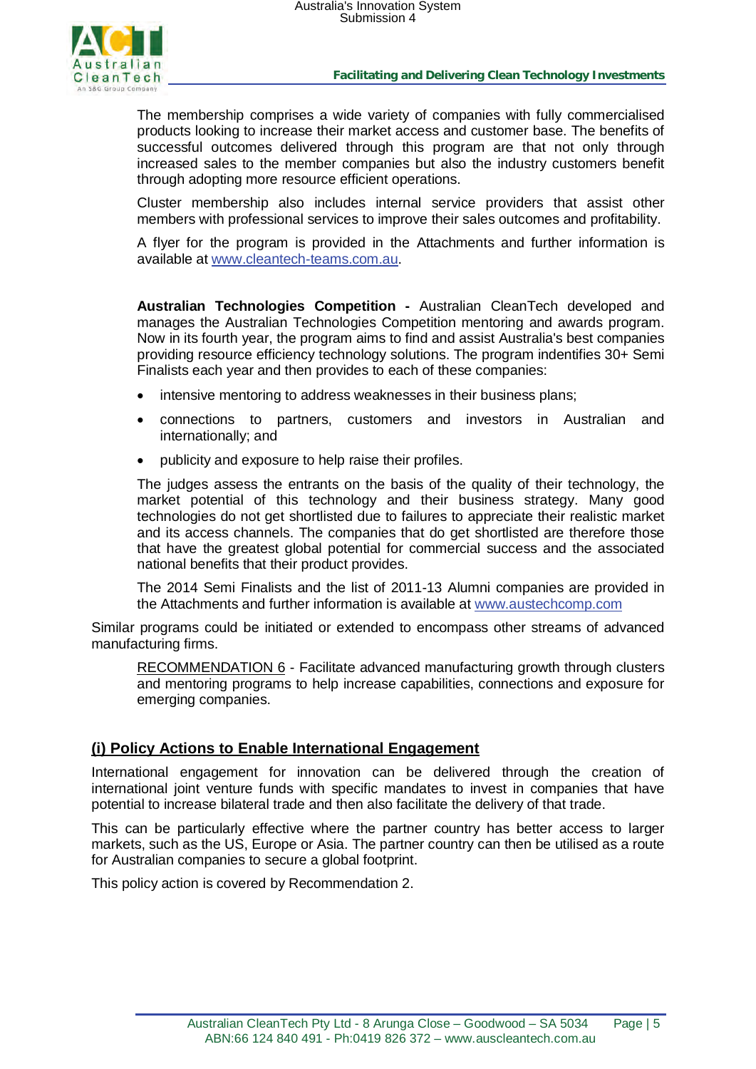The membership comprises a wide variety of companies with fully commercialised products looking to increase their market access and customer base. The benefits of successful outcomes delivered through this program are that not only through increased sales to the member companies but also the industry customers benefit through adopting more resource efficient operations.

Cluster membership also includes internal service providers that assist other members with professional services to improve their sales outcomes and profitability.

A flyer for the program is provided in the Attachments and further information is available at www.cleantech-teams.com.au.

**Australian Technologies Competition -** Australian CleanTech developed and manages the Australian Technologies Competition mentoring and awards program. Now in its fourth year, the program aims to find and assist Australia's best companies providing resource efficiency technology solutions. The program indentifies 30+ Semi Finalists each year and then provides to each of these companies:

- intensive mentoring to address weaknesses in their business plans;
- connections to partners, customers and investors in Australian and internationally; and
- publicity and exposure to help raise their profiles.

The judges assess the entrants on the basis of the quality of their technology, the market potential of this technology and their business strategy. Many good technologies do not get shortlisted due to failures to appreciate their realistic market and its access channels. The companies that do get shortlisted are therefore those that have the greatest global potential for commercial success and the associated national benefits that their product provides.

The 2014 Semi Finalists and the list of 2011-13 Alumni companies are provided in the Attachments and further information is available at www.austechcomp.com

Similar programs could be initiated or extended to encompass other streams of advanced manufacturing firms.

RECOMMENDATION 6 - Facilitate advanced manufacturing growth through clusters and mentoring programs to help increase capabilities, connections and exposure for emerging companies.

## (i) Policy Actions to Enable International Engagement

International engagement for innovation can be delivered through the creation of international joint venture funds with specific mandates to invest in companies that have potential to increase bilateral trade and then also facilitate the delivery of that trade.

This can be particularly effective where the partner country has better access to larger markets, such as the US, Europe or Asia. The partner country can then be utilised as a route for Australian companies to secure a global footprint.

This policy action is covered by Recommendation 2.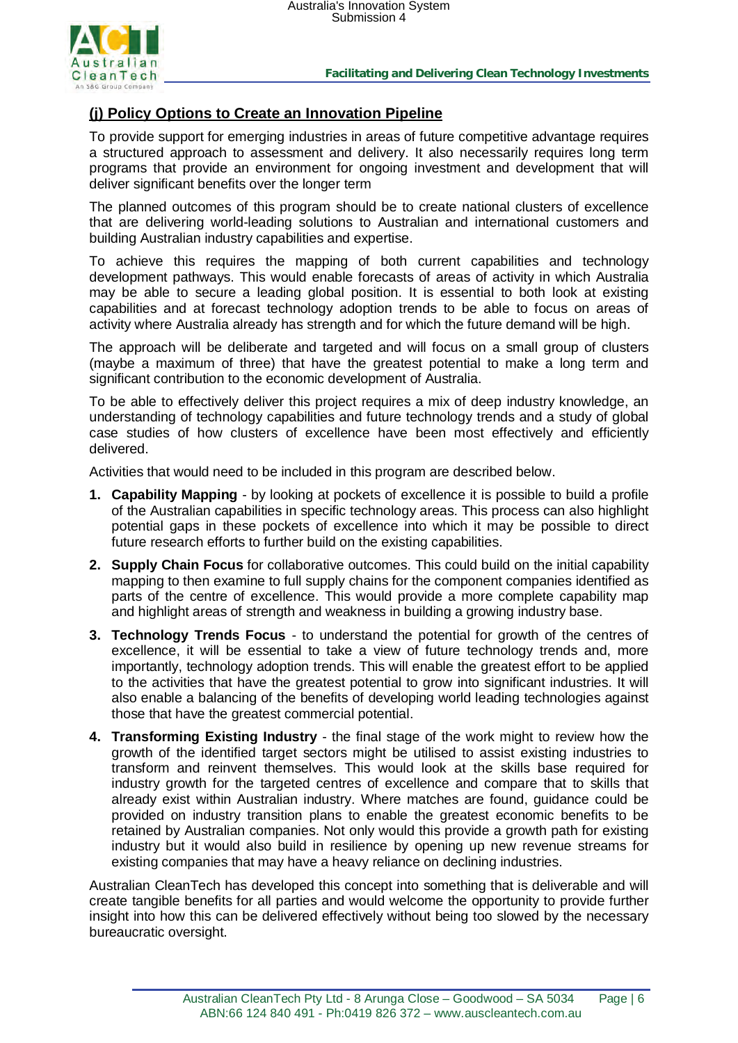## (j) Policy Options to Create an Innovation Pipeline

To provide support for emerging industries in areas of future competitive advantage requires a structured approach to assessment and delivery. It also necessarily requires long term programs that provide an environment for ongoing investment and development that will deliver significant benefits over the longer term

The planned outcomes of this program should be to create national clusters of excellence that are delivering world-leading solutions to Australian and international customers and building Australian industry capabilities and expertise.

To achieve this requires the mapping of both current capabilities and technology development pathways. This would enable forecasts of areas of activity in which Australia may be able to secure a leading global position. It is essential to both look at existing capabilities and at forecast technology adoption trends to be able to focus on areas of activity where Australia already has strength and for which the future demand will be high.

The approach will be deliberate and targeted and will focus on a small group of clusters (maybe a maximum of three) that have the greatest potential to make a long term and significant contribution to the economic development of Australia.

To be able to effectively deliver this project requires a mix of deep industry knowledge, an understanding of technology capabilities and future technology trends and a study of global case studies of how clusters of excellence have been most effectively and efficiently delivered.

Activities that would need to be included in this program are described below.

1. **Capability Mapping** - by looking at pockets of excellence it is possible to build a profile of the Australian capabilities in specific technology areas. This process can also highlight potential gaps in these pockets of excellence into which it may be possible to direct future research efforts to further build on the existing capabilities.
2. **Supply Chain Focus** for collaborative outcomes. This could build on the initial capability mapping to then examine to full supply chains for the component companies identified as parts of the centre of excellence. This would provide a more complete capability map and highlight areas of strength and weakness in building a growing industry base.
3. **Technology Trends Focus** - to understand the potential for growth of the centres of excellence, it will be essential to take a view of future technology trends and, more importantly, technology adoption trends. This will enable the greatest effort to be applied to the activities that have the greatest potential to grow into significant industries. It will also enable a balancing of the benefits of developing world leading technologies against those that have the greatest commercial potential.
4. **Transforming Existing Industry** - the final stage of the work might to review how the growth of the identified target sectors might be utilised to assist existing industries to transform and reinvent themselves. This would look at the skills base required for industry growth for the targeted centres of excellence and compare that to skills that already exist within Australian industry. Where matches are found, guidance could be provided on industry transition plans to enable the greatest economic benefits to be retained by Australian companies. Not only would this provide a growth path for existing industry but it would also build in resilience by opening up new revenue streams for existing companies that may have a heavy reliance on declining industries.

Australian CleanTech has developed this concept into something that is deliverable and will create tangible benefits for all parties and would welcome the opportunity to provide further insight into how this can be delivered effectively without being too slowed by the necessary bureaucratic oversight.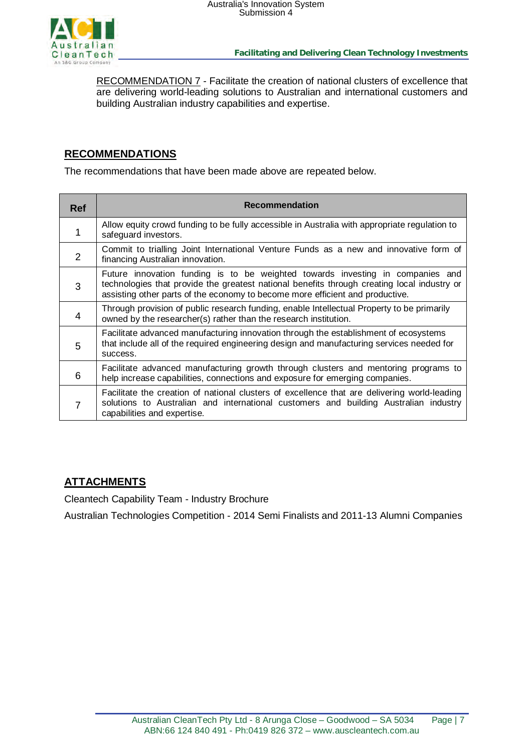<u>RECOMMENDATION 7</u> - Facilitate the creation of national clusters of excellence that are delivering world-leading solutions to Australian and international customers and building Australian industry capabilities and expertise.

## RECOMMENDATIONS

The recommendations that have been made above are repeated below.

| Ref | Recommendation |
|---|---|
| 1 | Allow equity crowd funding to be fully accessible in Australia with appropriate regulation to safeguard investors. |
| 2 | Commit to trialling Joint International Venture Funds as a new and innovative form of financing Australian innovation. |
| 3 | Future innovation funding is to be weighted towards investing in companies and technologies that provide the greatest national benefits through creating local industry or assisting other parts of the economy to become more efficient and productive. |
| 4 | Through provision of public research funding, enable Intellectual Property to be primarily owned by the researcher(s) rather than the research institution. |
| 5 | Facilitate advanced manufacturing innovation through the establishment of ecosystems that include all of the required engineering design and manufacturing services needed for success. |
| 6 | Facilitate advanced manufacturing growth through clusters and mentoring programs to help increase capabilities, connections and exposure for emerging companies. |
| 7 | Facilitate the creation of national clusters of excellence that are delivering world-leading solutions to Australian and international customers and building Australian industry capabilities and expertise. |

## ATTACHMENTS

Cleantech Capability Team - Industry Brochure

Australian Technologies Competition - 2014 Semi Finalists and 2011-13 Alumni Companies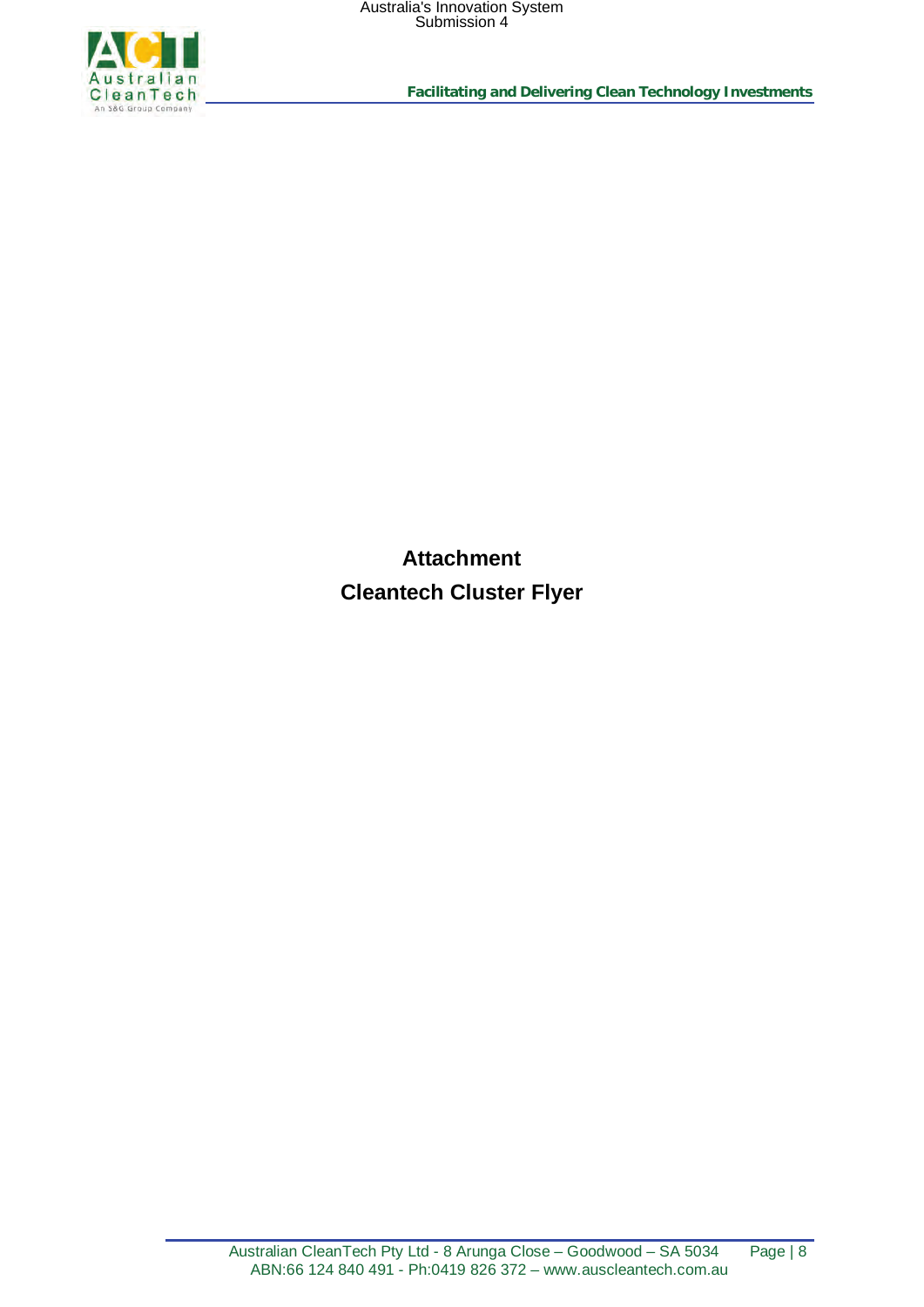**Attachment**

**Cleantech Cluster Flyer**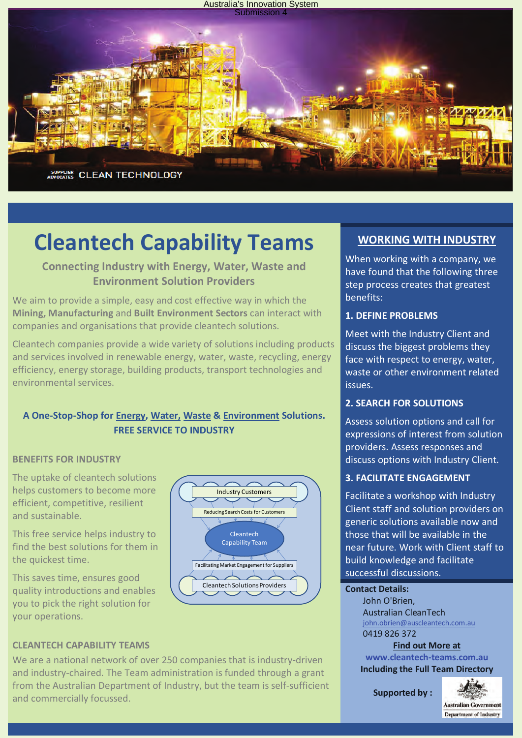Australia's Innovation System
Submission 4

SUPPLIER ADVOCATES | CLEAN TECHNOLOGY

# Cleantech Capability Teams

### Connecting Industry with Energy, Water, Waste and Environment Solution Providers

We aim to provide a simple, easy and cost effective way in which the **Mining, Manufacturing** and **Built Environment Sectors** can interact with companies and organisations that provide cleantech solutions.

Cleantech companies provide a wide variety of solutions including products and services involved in renewable energy, water, waste, recycling, energy efficiency, energy storage, building products, transport technologies and environmental services.

**A One-Stop-Shop for Energy, Water, Waste & Environment Solutions.**
**FREE SERVICE TO INDUSTRY**

## BENEFITS FOR INDUSTRY

The uptake of cleantech solutions helps customers to become more efficient, competitive, resilient and sustainable.

This free service helps industry to find the best solutions for them in the quickest time.

This saves time, ensures good quality introductions and enables you to pick the right solution for your operations.

Industry Customers
Reducing Search Costs for Customers
Cleantech Capability Team
Facilitating Market Engagement for Suppliers
Cleantech Solutions Providers

## CLEANTECH CAPABILITY TEAMS

We are a national network of over 250 companies that is industry-driven and industry-chaired. The Team administration is funded through a grant from the Australian Department of Industry, but the team is self-sufficient and commercially focussed.

## WORKING WITH INDUSTRY

When working with a company, we have found that the following three step process creates that greatest benefits:

### 1. DEFINE PROBLEMS

Meet with the Industry Client and discuss the biggest problems they face with respect to energy, water, waste or other environment related issues.

### 2. SEARCH FOR SOLUTIONS

Assess solution options and call for expressions of interest from solution providers. Assess responses and discuss options with Industry Client.

### 3. FACILITATE ENGAGEMENT

Facilitate a workshop with Industry Client staff and solution providers on generic solutions available now and those that will be available in the near future. Work with Client staff to build knowledge and facilitate successful discussions.

**Contact Details:**
John O'Brien,
Australian CleanTech
john.obrien@auscleantech.com.au
0419 826 372

**Find out More at**
**www.cleantech-teams.com.au**
**Including the Full Team Directory**

**Supported by :** Australian Government, Department of Industry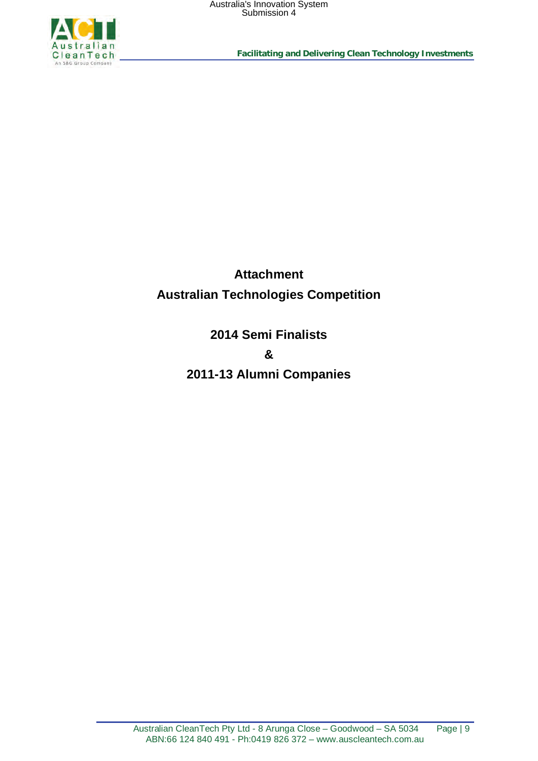# Attachment

# Australian Technologies Competition

## 2014 Semi Finalists

## &

## 2011-13 Alumni Companies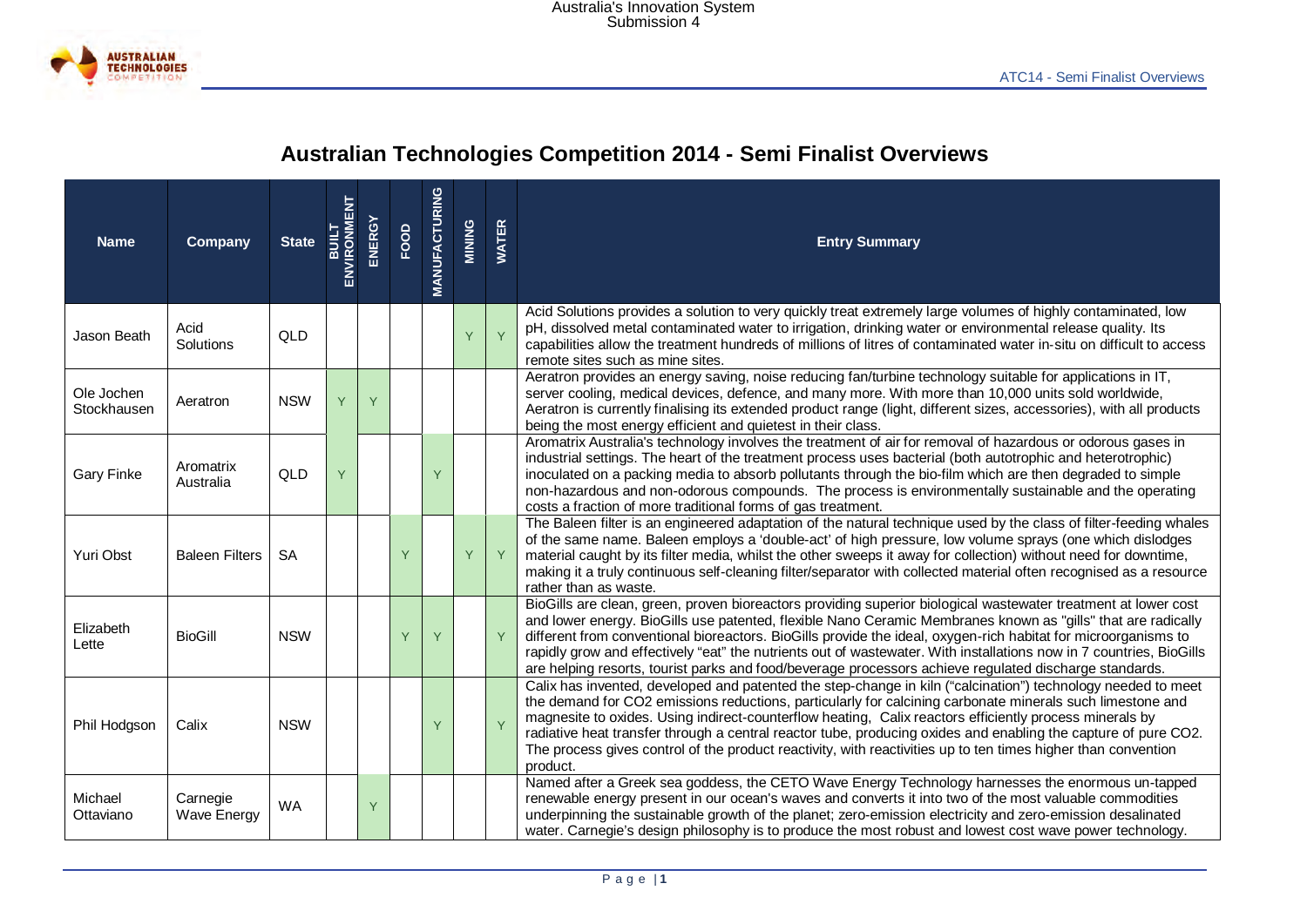# Australian Technologies Competition 2014 - Semi Finalist Overviews

| Name | Company | State | BUILT ENVIRONMENT | ENERGY | FOOD | MANUFACTURING | MINING | WATER | Entry Summary |
|---|---|---|---|---|---|---|---|---|---|
| Jason Beath | Acid Solutions | QLD | | | | | Y | Y | Acid Solutions provides a solution to very quickly treat extremely large volumes of highly contaminated, low pH, dissolved metal contaminated water to irrigation, drinking water or environmental release quality. Its capabilities allow the treatment hundreds of millions of litres of contaminated water in-situ on difficult to access remote sites such as mine sites. |
| Ole Jochen Stockhausen | Aeratron | NSW | Y | Y | | | | | Aeratron provides an energy saving, noise reducing fan/turbine technology suitable for applications in IT, server cooling, medical devices, defence, and many more. With more than 10,000 units sold worldwide, Aeratron is currently finalising its extended product range (light, different sizes, accessories), with all products being the most energy efficient and quietest in their class. |
| Gary Finke | Aromatrix Australia | QLD | Y | | | Y | | | Aromatrix Australia's technology involves the treatment of air for removal of hazardous or odorous gases in industrial settings. The heart of the treatment process uses bacterial (both autotrophic and heterotrophic) inoculated on a packing media to absorb pollutants through the bio-film which are then degraded to simple non-hazardous and non-odorous compounds. The process is environmentally sustainable and the operating costs a fraction of more traditional forms of gas treatment. |
| Yuri Obst | Baleen Filters | SA | | | Y | | Y | Y | The Baleen filter is an engineered adaptation of the natural technique used by the class of filter-feeding whales of the same name. Baleen employs a 'double-act' of high pressure, low volume sprays (one which dislodges material caught by its filter media, whilst the other sweeps it away for collection) without need for downtime, making it a truly continuous self-cleaning filter/separator with collected material often recognised as a resource rather than as waste. |
| Elizabeth Lette | BioGill | NSW | | | Y | Y | | Y | BioGills are clean, green, proven bioreactors providing superior biological wastewater treatment at lower cost and lower energy. BioGills use patented, flexible Nano Ceramic Membranes known as "gills" that are radically different from conventional bioreactors. BioGills provide the ideal, oxygen-rich habitat for microorganisms to rapidly grow and effectively "eat" the nutrients out of wastewater. With installations now in 7 countries, BioGills are helping resorts, tourist parks and food/beverage processors achieve regulated discharge standards. |
| Phil Hodgson | Calix | NSW | | | | Y | | Y | Calix has invented, developed and patented the step-change in kiln ("calcination") technology needed to meet the demand for $CO_2$ emissions reductions, particularly for calcining carbonate minerals such limestone and magnesite to oxides. Using indirect-counterflow heating, Calix reactors efficiently process minerals by radiative heat transfer through a central reactor tube, producing oxides and enabling the capture of pure $CO_2$. The process gives control of the product reactivity, with reactivities up to ten times higher than convention product. |
| Michael Ottaviano | Carnegie Wave Energy | WA | | Y | | | | | Named after a Greek sea goddess, the CETO Wave Energy Technology harnesses the enormous un-tapped renewable energy present in our ocean's waves and converts it into two of the most valuable commodities underpinning the sustainable growth of the planet; zero-emission electricity and zero-emission desalinated water. Carnegie's design philosophy is to produce the most robust and lowest cost wave power technology. |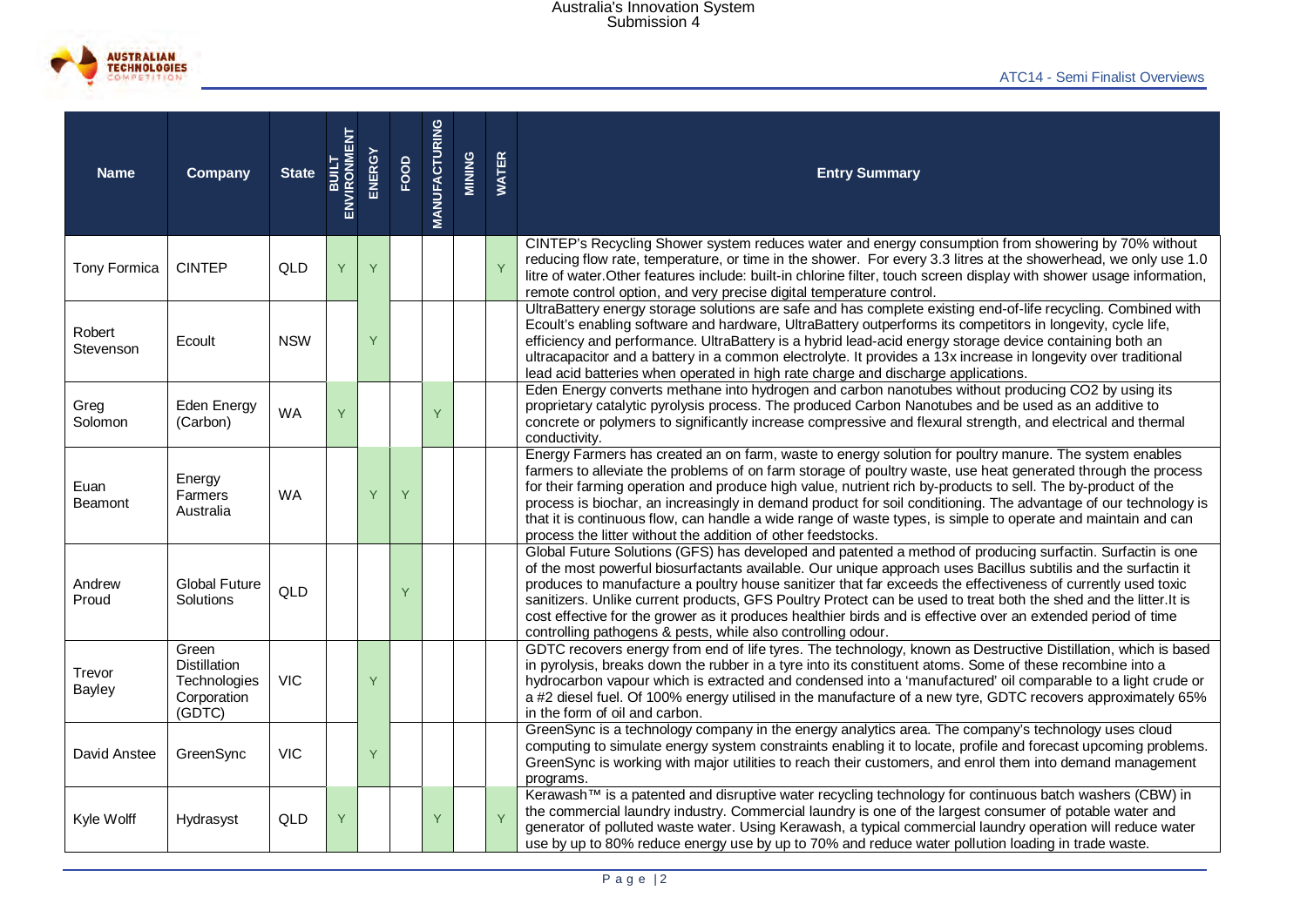ATC14 - Semi Finalist Overviews

| Name | Company | State | BUILT ENVIRONMENT | ENERGY | FOOD | MANUFACTURING | MINING | WATER | Entry Summary |
|---|---|---|---|---|---|---|---|---|---|
| Tony Formica | CINTEP | QLD | Y | Y | | | | Y | CINTEP's Recycling Shower system reduces water and energy consumption from showering by 70% without reducing flow rate, temperature, or time in the shower. For every 3.3 litres at the showerhead, we only use 1.0 litre of water.Other features include: built-in chlorine filter, touch screen display with shower usage information, remote control option, and very precise digital temperature control. |
| Robert Stevenson | Ecoult | NSW | | Y | | | | | UltraBattery energy storage solutions are safe and has complete existing end-of-life recycling. Combined with Ecoult's enabling software and hardware, UltraBattery outperforms its competitors in longevity, cycle life, efficiency and performance. UltraBattery is a hybrid lead-acid energy storage device containing both an ultracapacitor and a battery in a common electrolyte. It provides a 13x increase in longevity over traditional lead acid batteries when operated in high rate charge and discharge applications. |
| Greg Solomon | Eden Energy (Carbon) | WA | Y | | | Y | | | Eden Energy converts methane into hydrogen and carbon nanotubes without producing CO2 by using its proprietary catalytic pyrolysis process. The produced Carbon Nanotubes and be used as an additive to concrete or polymers to significantly increase compressive and flexural strength, and electrical and thermal conductivity. |
| Euan Beamont | Energy Farmers Australia | WA | | Y | Y | | | | Energy Farmers has created an on farm, waste to energy solution for poultry manure. The system enables farmers to alleviate the problems of on farm storage of poultry waste, use heat generated through the process for their farming operation and produce high value, nutrient rich by-products to sell. The by-product of the process is biochar, an increasingly in demand product for soil conditioning. The advantage of our technology is that it is continuous flow, can handle a wide range of waste types, is simple to operate and maintain and can process the litter without the addition of other feedstocks. |
| Andrew Proud | Global Future Solutions | QLD | | | Y | | | | Global Future Solutions (GFS) has developed and patented a method of producing surfactin. Surfactin is one of the most powerful biosurfactants available. Our unique approach uses Bacillus subtilis and the surfactin it produces to manufacture a poultry house sanitizer that far exceeds the effectiveness of currently used toxic sanitizers. Unlike current products, GFS Poultry Protect can be used to treat both the shed and the litter.It is cost effective for the grower as it produces healthier birds and is effective over an extended period of time controlling pathogens & pests, while also controlling odour. |
| Trevor Bayley | Green Distillation Technologies Corporation (GDTC) | VIC | | Y | | | | | GDTC recovers energy from end of life tyres. The technology, known as Destructive Distillation, which is based in pyrolysis, breaks down the rubber in a tyre into its constituent atoms. Some of these recombine into a hydrocarbon vapour which is extracted and condensed into a 'manufactured' oil comparable to a light crude or a #2 diesel fuel. Of 100% energy utilised in the manufacture of a new tyre, GDTC recovers approximately 65% in the form of oil and carbon. |
| David Anstee | GreenSync | VIC | | Y | | | | | GreenSync is a technology company in the energy analytics area. The company's technology uses cloud computing to simulate energy system constraints enabling it to locate, profile and forecast upcoming problems. GreenSync is working with major utilities to reach their customers, and enrol them into demand management programs. |
| Kyle Wolff | Hydrasyst | QLD | Y | | | Y | | Y | Kerawash™ is a patented and disruptive water recycling technology for continuous batch washers (CBW) in the commercial laundry industry. Commercial laundry is one of the largest consumer of potable water and generator of polluted waste water. Using Kerawash, a typical commercial laundry operation will reduce water use by up to 80% reduce energy use by up to 70% and reduce water pollution loading in trade waste. |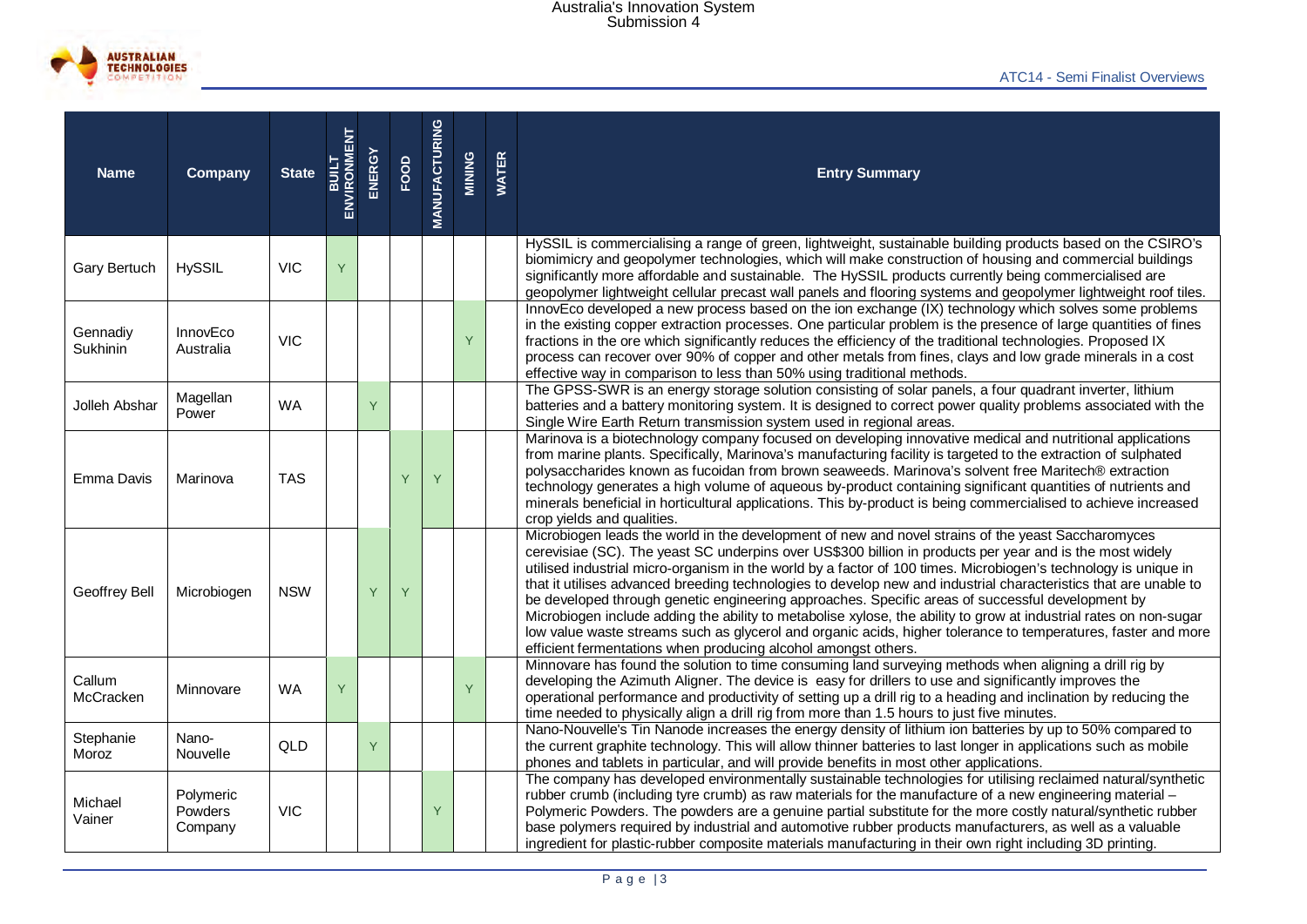ATC14 - Semi Finalist Overviews

| Name | Company | State | BUILT ENVIRONMENT | ENERGY | FOOD | MANUFACTURING | MINING | WATER | Entry Summary |
|---|---|---|---|---|---|---|---|---|---|
| Gary Bertuch | HySSIL | VIC | Y | | | | | | HySSIL is commercialising a range of green, lightweight, sustainable building products based on the CSIRO's biomimicry and geopolymer technologies, which will make construction of housing and commercial buildings significantly more affordable and sustainable. The HySSIL products currently being commercialised are geopolymer lightweight cellular precast wall panels and flooring systems and geopolymer lightweight roof tiles. |
| Gennadiy Sukhinin | InnovEco Australia | VIC | | | | | Y | | InnovEco developed a new process based on the ion exchange (IX) technology which solves some problems in the existing copper extraction processes. One particular problem is the presence of large quantities of fines fractions in the ore which significantly reduces the efficiency of the traditional technologies. Proposed IX process can recover over 90% of copper and other metals from fines, clays and low grade minerals in a cost effective way in comparison to less than 50% using traditional methods. |
| Jolleh Abshar | Magellan Power | WA | | Y | | | | | The GPSS-SWR is an energy storage solution consisting of solar panels, a four quadrant inverter, lithium batteries and a battery monitoring system. It is designed to correct power quality problems associated with the Single Wire Earth Return transmission system used in regional areas. |
| Emma Davis | Marinova | TAS | | | Y | Y | | | Marinova is a biotechnology company focused on developing innovative medical and nutritional applications from marine plants. Specifically, Marinova's manufacturing facility is targeted to the extraction of sulphated polysaccharides known as fucoidan from brown seaweeds. Marinova's solvent free Maritech® extraction technology generates a high volume of aqueous by-product containing significant quantities of nutrients and minerals beneficial in horticultural applications. This by-product is being commercialised to achieve increased crop yields and qualities. |
| Geoffrey Bell | Microbiogen | NSW | | Y | Y | | | | Microbiogen leads the world in the development of new and novel strains of the yeast Saccharomyces cerevisiae (SC). The yeast SC underpins over US$300 billion in products per year and is the most widely utilised industrial micro-organism in the world by a factor of 100 times. Microbiogen's technology is unique in that it utilises advanced breeding technologies to develop new and industrial characteristics that are unable to be developed through genetic engineering approaches. Specific areas of successful development by Microbiogen include adding the ability to metabolise xylose, the ability to grow at industrial rates on non-sugar low value waste streams such as glycerol and organic acids, higher tolerance to temperatures, faster and more efficient fermentations when producing alcohol amongst others. |
| Callum McCracken | Minnovare | WA | Y | | | | Y | | Minnovare has found the solution to time consuming land surveying methods when aligning a drill rig by developing the Azimuth Aligner. The device is easy for drillers to use and significantly improves the operational performance and productivity of setting up a drill rig to a heading and inclination by reducing the time needed to physically align a drill rig from more than 1.5 hours to just five minutes. |
| Stephanie Moroz | Nano-Nouvelle | QLD | | Y | | | | | Nano-Nouvelle's Tin Nanode increases the energy density of lithium ion batteries by up to 50% compared to the current graphite technology. This will allow thinner batteries to last longer in applications such as mobile phones and tablets in particular, and will provide benefits in most other applications. |
| Michael Vainer | Polymeric Powders Company | VIC | | | | Y | | | The company has developed environmentally sustainable technologies for utilising reclaimed natural/synthetic rubber crumb (including tyre crumb) as raw materials for the manufacture of a new engineering material – Polymeric Powders. The powders are a genuine partial substitute for the more costly natural/synthetic rubber base polymers required by industrial and automotive rubber products manufacturers, as well as a valuable ingredient for plastic-rubber composite materials manufacturing in their own right including 3D printing. |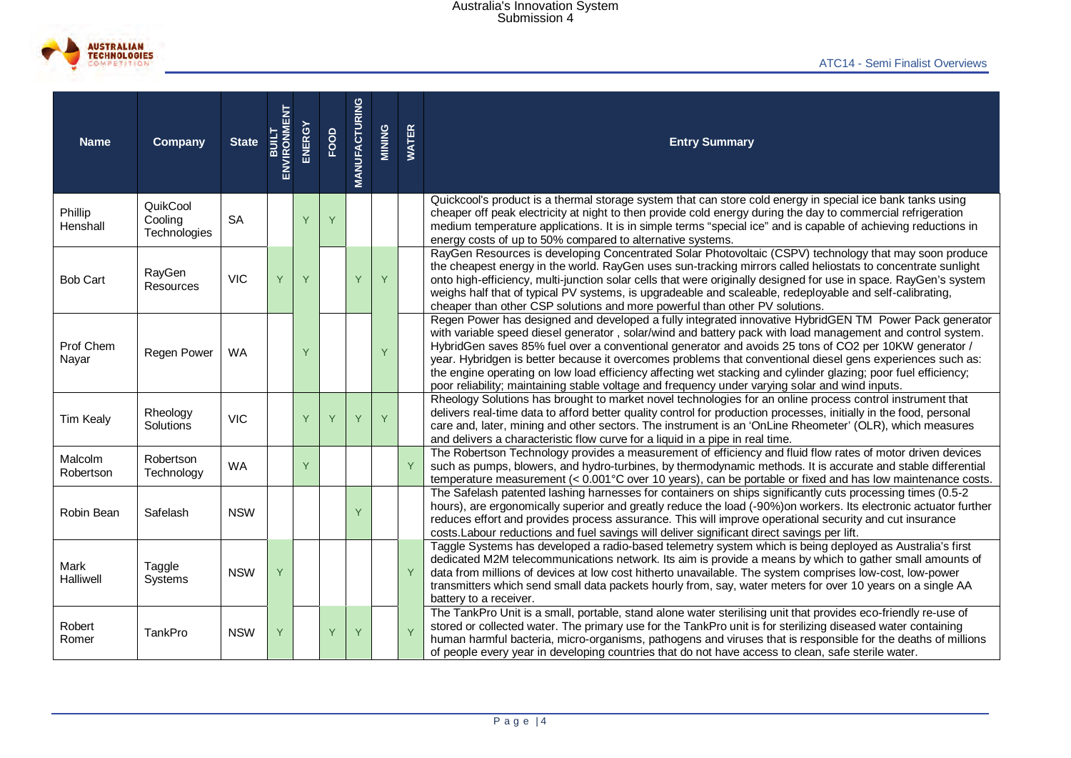| Name | Company | State | BUILT ENVIRONMENT | ENERGY | FOOD | MANUFACTURING | MINING | WATER | Entry Summary |
|---|---|---|---|---|---|---|---|---|---|
| Phillip Henshall | QuikCool Cooling Technologies | SA | | Y | Y | | | | Quickcool's product is a thermal storage system that can store cold energy in special ice bank tanks using cheaper off peak electricity at night to then provide cold energy during the day to commercial refrigeration medium temperature applications. It is in simple terms "special ice" and is capable of achieving reductions in energy costs of up to 50% compared to alternative systems. |
| Bob Cart | RayGen Resources | VIC | Y | Y | | Y | Y | | RayGen Resources is developing Concentrated Solar Photovoltaic (CSPV) technology that may soon produce the cheapest energy in the world. RayGen uses sun-tracking mirrors called heliostats to concentrate sunlight onto high-efficiency, multi-junction solar cells that were originally designed for use in space. RayGen's system weighs half that of typical PV systems, is upgradeable and scaleable, redeployable and self-calibrating, cheaper than other CSP solutions and more powerful than other PV solutions. |
| Prof Chem Nayar | Regen Power | WA | | Y | | | Y | | Regen Power has designed and developed a fully integrated innovative HybridGEN TM Power Pack generator with variable speed diesel generator , solar/wind and battery pack with load management and control system. HybridGen saves 85% fuel over a conventional generator and avoids 25 tons of CO2 per 10KW generator / year. Hybridgen is better because it overcomes problems that conventional diesel gens experiences such as: the engine operating on low load efficiency affecting wet stacking and cylinder glazing; poor fuel efficiency; poor reliability; maintaining stable voltage and frequency under varying solar and wind inputs. |
| Tim Kealy | Rheology Solutions | VIC | | Y | Y | Y | Y | | Rheology Solutions has brought to market novel technologies for an online process control instrument that delivers real-time data to afford better quality control for production processes, initially in the food, personal care and, later, mining and other sectors. The instrument is an 'OnLine Rheometer' (OLR), which measures and delivers a characteristic flow curve for a liquid in a pipe in real time. |
| Malcolm Robertson | Robertson Technology | WA | | Y | | | | Y | The Robertson Technology provides a measurement of efficiency and fluid flow rates of motor driven devices such as pumps, blowers, and hydro-turbines, by thermodynamic methods. It is accurate and stable differential temperature measurement (< 0.001°C over 10 years), can be portable or fixed and has low maintenance costs. |
| Robin Bean | Safelash | NSW | | | | Y | | | The Safelash patented lashing harnesses for containers on ships significantly cuts processing times (0.5-2 hours), are ergonomically superior and greatly reduce the load (-90%)on workers. Its electronic actuator further reduces effort and provides process assurance. This will improve operational security and cut insurance costs.Labour reductions and fuel savings will deliver significant direct savings per lift. |
| Mark Halliwell | Taggle Systems | NSW | Y | | | | | Y | Taggle Systems has developed a radio-based telemetry system which is being deployed as Australia's first dedicated M2M telecommunications network. Its aim is provide a means by which to gather small amounts of data from millions of devices at low cost hitherto unavailable. The system comprises low-cost, low-power transmitters which send small data packets hourly from, say, water meters for over 10 years on a single AA battery to a receiver. |
| Robert Romer | TankPro | NSW | Y | | Y | Y | | Y | The TankPro Unit is a small, portable, stand alone water sterilising unit that provides eco-friendly re-use of stored or collected water. The primary use for the TankPro unit is for sterilizing diseased water containing human harmful bacteria, micro-organisms, pathogens and viruses that is responsible for the deaths of millions of people every year in developing countries that do not have access to clean, safe sterile water. |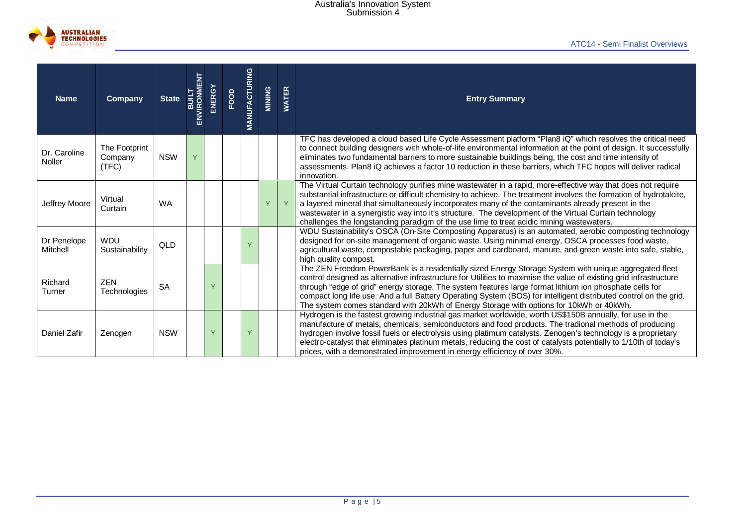| Name | Company | State | BUILT ENVIRONMENT | ENERGY | FOOD | MANUFACTURING | MINING | WATER | Entry Summary |
|---|---|---|---|---|---|---|---|---|---|
| Dr. Caroline Noller | The Footprint Company (TFC) | NSW | Y | | | | | | TFC has developed a cloud based Life Cycle Assessment platform "Plan8 iQ" which resolves the critical need to connect building designers with whole-of-life environmental information at the point of design. It successfully eliminates two fundamental barriers to more sustainable buildings being, the cost and time intensity of assessments. Plan8 iQ achieves a factor 10 reduction in these barriers, which TFC hopes will deliver radical innovation. |
| Jeffrey Moore | Virtual Curtain | WA | | | | | Y | Y | The Virtual Curtain technology purifies mine wastewater in a rapid, more-effective way that does not require substantial infrastructure or difficult chemistry to achieve. The treatment involves the formation of hydrotalcite, a layered mineral that simultaneously incorporates many of the contaminants already present in the wastewater in a synergistic way into it's structure. The development of the Virtual Curtain technology challenges the longstanding paradigm of the use lime to treat acidic mining wastewaters. |
| Dr Penelope Mitchell | WDU Sustainability | QLD | | | | Y | | | WDU Sustainability's OSCA (On-Site Composting Apparatus) is an automated, aerobic composting technology designed for on-site management of organic waste. Using minimal energy, OSCA processes food waste, agricultural waste, compostable packaging, paper and cardboard, manure, and green waste into safe, stable, high quality compost. |
| Richard Turner | ZEN Technologies | SA | | Y | | | | | The ZEN Freedom PowerBank is a residentially sized Energy Storage System with unique aggregated fleet control designed as alternative infrastructure for Utilities to maximise the value of existing grid infrastructure through "edge of grid" energy storage. The system features large format lithium ion phosphate cells for compact long life use. And a full Battery Operating System (BOS) for intelligent distributed control on the grid. The system comes standard with 20kWh of Energy Storage with options for 10kWh or 40kWh. |
| Daniel Zafir | Zenogen | NSW | | Y | | Y | | | Hydrogen is the fastest growing industrial gas market worldwide, worth US$150B annually, for use in the manufacture of metals, chemicals, semiconductors and food products. The tradional methods of producing hydrogen involve fossil fuels or electrolysis using platimum catalysts. Zenogen's technology is a proprietary electro-catalyst that eliminates platinum metals, reducing the cost of catalysts potentially to 1/10th of today's prices, with a demonstrated improvement in energy efficiency of over 30%. |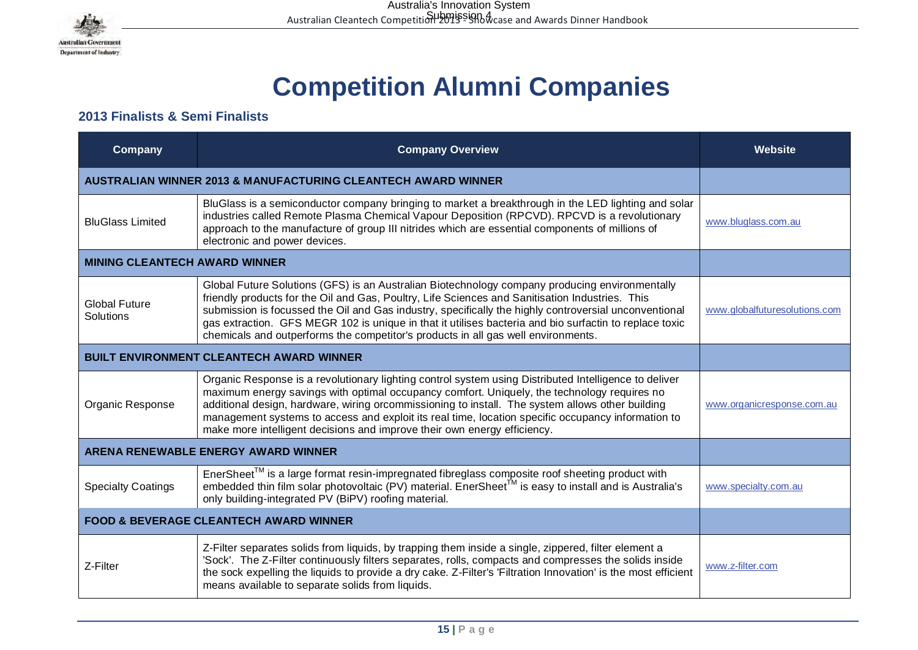# Competition Alumni Companies

## 2013 Finalists & Semi Finalists

| Company | Company Overview | Website |
|---|---|---|
| **AUSTRALIAN WINNER 2013 & MANUFACTURING CLEANTECH AWARD WINNER** | | |
| BluGlass Limited | BluGlass is a semiconductor company bringing to market a breakthrough in the LED lighting and solar industries called Remote Plasma Chemical Vapour Deposition (RPCVD). RPCVD is a revolutionary approach to the manufacture of group III nitrides which are essential components of millions of electronic and power devices. | www.bluglass.com.au |
| **MINING CLEANTECH AWARD WINNER** | | |
| Global Future Solutions | Global Future Solutions (GFS) is an Australian Biotechnology company producing environmentally friendly products for the Oil and Gas, Poultry, Life Sciences and Sanitisation Industries. This submission is focussed the Oil and Gas industry, specifically the highly controversial unconventional gas extraction. GFS MEGR 102 is unique in that it utilises bacteria and bio surfactin to replace toxic chemicals and outperforms the competitor's products in all gas well environments. | www.globalfuturesolutions.com |
| **BUILT ENVIRONMENT CLEANTECH AWARD WINNER** | | |
| Organic Response | Organic Response is a revolutionary lighting control system using Distributed Intelligence to deliver maximum energy savings with optimal occupancy comfort. Uniquely, the technology requires no additional design, hardware, wiring orcommissioning to install. The system allows other building management systems to access and exploit its real time, location specific occupancy information to make more intelligent decisions and improve their own energy efficiency. | www.organicresponse.com.au |
| **ARENA RENEWABLE ENERGY AWARD WINNER** | | |
| Specialty Coatings | EnerSheet™ is a large format resin-impregnated fibreglass composite roof sheeting product with embedded thin film solar photovoltaic (PV) material. EnerSheet™ is easy to install and is Australia's only building-integrated PV (BiPV) roofing material. | www.specialty.com.au |
| **FOOD & BEVERAGE CLEANTECH AWARD WINNER** | | |
| Z-Filter | Z-Filter separates solids from liquids, by trapping them inside a single, zippered, filter element a 'Sock'. The Z-Filter continuously filters separates, rolls, compacts and compresses the solids inside the sock expelling the liquids to provide a dry cake. Z-Filter's 'Filtration Innovation' is the most efficient means available to separate solids from liquids. | www.z-filter.com |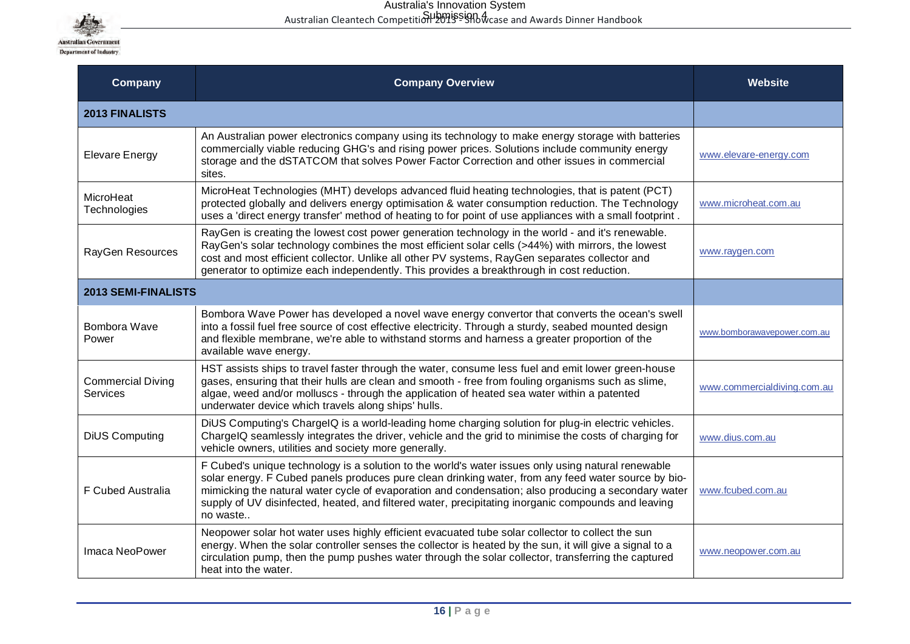| Company | Company Overview | Website |
|---|---|---|
| **2013 FINALISTS** | | |
| Elevare Energy | An Australian power electronics company using its technology to make energy storage with batteries commercially viable reducing GHG's and rising power prices. Solutions include community energy storage and the dSTATCOM that solves Power Factor Correction and other issues in commercial sites. | www.elevare-energy.com |
| MicroHeat Technologies | MicroHeat Technologies (MHT) develops advanced fluid heating technologies, that is patent (PCT) protected globally and delivers energy optimisation & water consumption reduction. The Technology uses a 'direct energy transfer' method of heating to for point of use appliances with a small footprint . | www.microheat.com.au |
| RayGen Resources | RayGen is creating the lowest cost power generation technology in the world - and it's renewable. RayGen's solar technology combines the most efficient solar cells (>44%) with mirrors, the lowest cost and most efficient collector. Unlike all other PV systems, RayGen separates collector and generator to optimize each independently. This provides a breakthrough in cost reduction. | www.raygen.com |
| **2013 SEMI-FINALISTS** | | |
| Bombora Wave Power | Bombora Wave Power has developed a novel wave energy convertor that converts the ocean's swell into a fossil fuel free source of cost effective electricity. Through a sturdy, seabed mounted design and flexible membrane, we're able to withstand storms and harness a greater proportion of the available wave energy. | www.bomborawavepower.com.au |
| Commercial Diving Services | HST assists ships to travel faster through the water, consume less fuel and emit lower green-house gases, ensuring that their hulls are clean and smooth - free from fouling organisms such as slime, algae, weed and/or molluscs - through the application of heated sea water within a patented underwater device which travels along ships' hulls. | www.commercialdiving.com.au |
| DiUS Computing | DiUS Computing's ChargeIQ is a world-leading home charging solution for plug-in electric vehicles. ChargeIQ seamlessly integrates the driver, vehicle and the grid to minimise the costs of charging for vehicle owners, utilities and society more generally. | www.dius.com.au |
| F Cubed Australia | F Cubed's unique technology is a solution to the world's water issues only using natural renewable solar energy. F Cubed panels produces pure clean drinking water, from any feed water source by bio-mimicking the natural water cycle of evaporation and condensation; also producing a secondary water supply of UV disinfected, heated, and filtered water, precipitating inorganic compounds and leaving no waste.. | www.fcubed.com.au |
| Imaca NeoPower | Neopower solar hot water uses highly efficient evacuated tube solar collector to collect the sun energy. When the solar controller senses the collector is heated by the sun, it will give a signal to a circulation pump, then the pump pushes water through the solar collector, transferring the captured heat into the water. | www.neopower.com.au |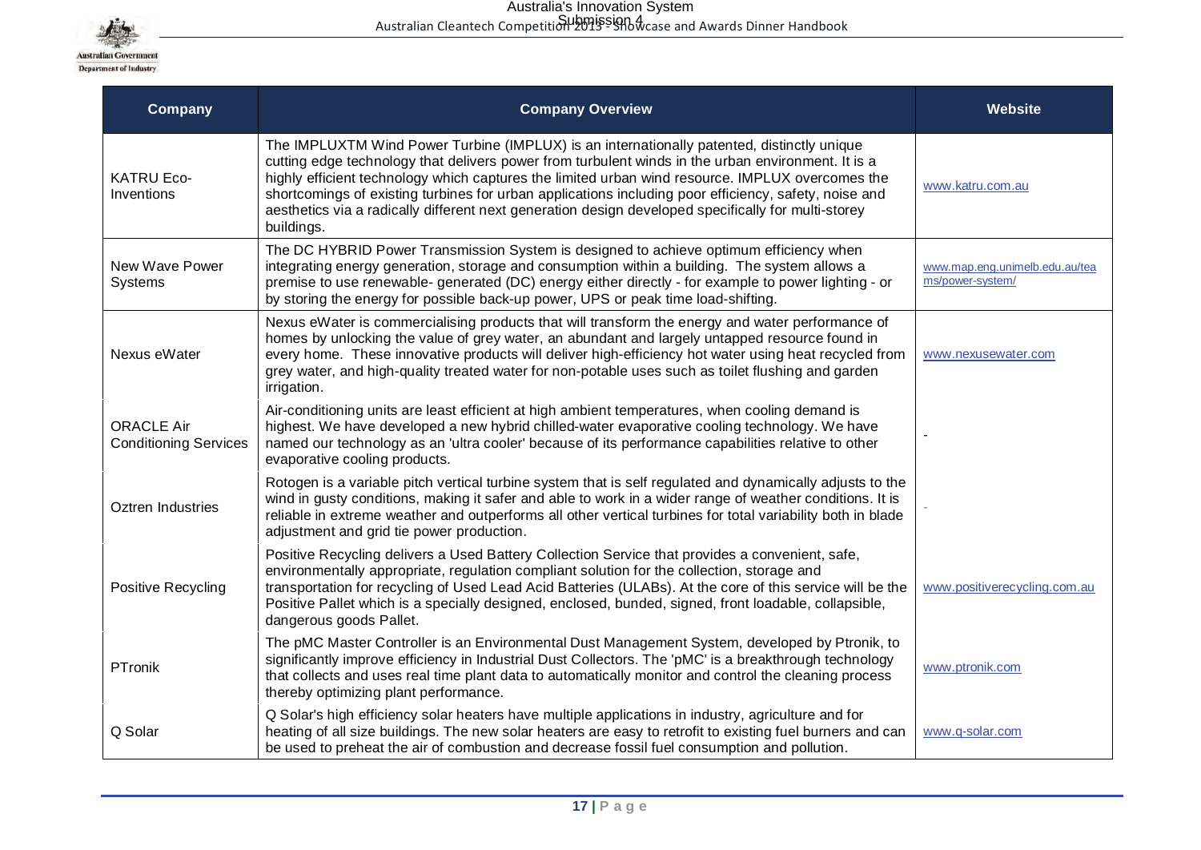| Company | Company Overview | Website |
|---|---|---|
| KATRU Eco-Inventions | The IMPLUXTM Wind Power Turbine (IMPLUX) is an internationally patented, distinctly unique cutting edge technology that delivers power from turbulent winds in the urban environment. It is a highly efficient technology which captures the limited urban wind resource. IMPLUX overcomes the shortcomings of existing turbines for urban applications including poor efficiency, safety, noise and aesthetics via a radically different next generation design developed specifically for multi-storey buildings. | www.katru.com.au |
| New Wave Power Systems | The DC HYBRID Power Transmission System is designed to achieve optimum efficiency when integrating energy generation, storage and consumption within a building. The system allows a premise to use renewable- generated (DC) energy either directly - for example to power lighting - or by storing the energy for possible back-up power, UPS or peak time load-shifting. | www.map.eng.unimelb.edu.au/teams/power-system/ |
| Nexus eWater | Nexus eWater is commercialising products that will transform the energy and water performance of homes by unlocking the value of grey water, an abundant and largely untapped resource found in every home. These innovative products will deliver high-efficiency hot water using heat recycled from grey water, and high-quality treated water for non-potable uses such as toilet flushing and garden irrigation. | www.nexusewater.com |
| ORACLE Air Conditioning Services | Air-conditioning units are least efficient at high ambient temperatures, when cooling demand is highest. We have developed a new hybrid chilled-water evaporative cooling technology. We have named our technology as an 'ultra cooler' because of its performance capabilities relative to other evaporative cooling products. | - |
| Oztren Industries | Rotogen is a variable pitch vertical turbine system that is self regulated and dynamically adjusts to the wind in gusty conditions, making it safer and able to work in a wider range of weather conditions. It is reliable in extreme weather and outperforms all other vertical turbines for total variability both in blade adjustment and grid tie power production. | - |
| Positive Recycling | Positive Recycling delivers a Used Battery Collection Service that provides a convenient, safe, environmentally appropriate, regulation compliant solution for the collection, storage and transportation for recycling of Used Lead Acid Batteries (ULABs). At the core of this service will be the Positive Pallet which is a specially designed, enclosed, bunded, signed, front loadable, collapsible, dangerous goods Pallet. | www.positiverecycling.com.au |
| PTronik | The pMC Master Controller is an Environmental Dust Management System, developed by Ptronik, to significantly improve efficiency in Industrial Dust Collectors. The 'pMC' is a breakthrough technology that collects and uses real time plant data to automatically monitor and control the cleaning process thereby optimizing plant performance. | www.ptronik.com |
| Q Solar | Q Solar's high efficiency solar heaters have multiple applications in industry, agriculture and for heating of all size buildings. The new solar heaters are easy to retrofit to existing fuel burners and can be used to preheat the air of combustion and decrease fossil fuel consumption and pollution. | www.q-solar.com |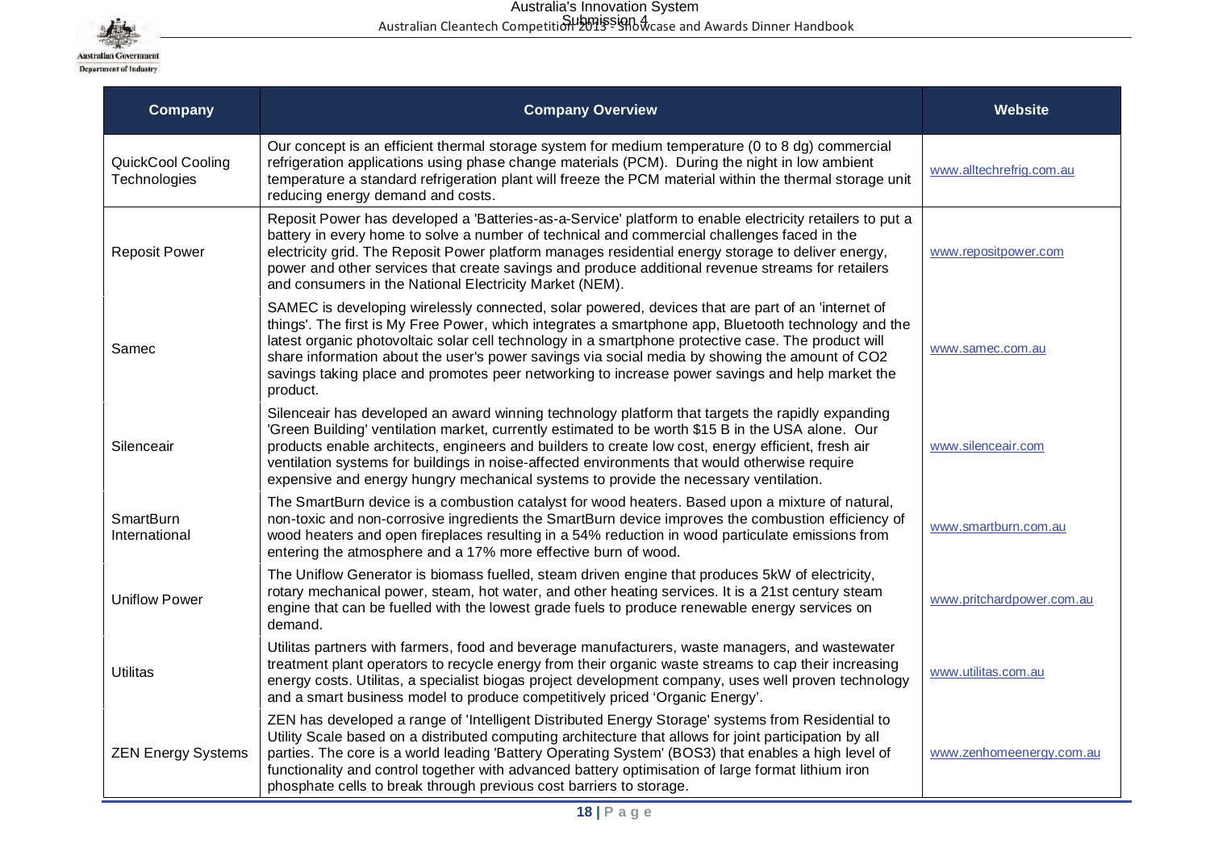| Company | Company Overview | Website |
|---|---|---|
| QuickCool Cooling Technologies | Our concept is an efficient thermal storage system for medium temperature (0 to 8 dg) commercial refrigeration applications using phase change materials (PCM). During the night in low ambient temperature a standard refrigeration plant will freeze the PCM material within the thermal storage unit reducing energy demand and costs. | www.alltechrefrig.com.au |
| Reposit Power | Reposit Power has developed a 'Batteries-as-a-Service' platform to enable electricity retailers to put a battery in every home to solve a number of technical and commercial challenges faced in the electricity grid. The Reposit Power platform manages residential energy storage to deliver energy, power and other services that create savings and produce additional revenue streams for retailers and consumers in the National Electricity Market (NEM). | www.repositpower.com |
| Samec | SAMEC is developing wirelessly connected, solar powered, devices that are part of an 'internet of things'. The first is My Free Power, which integrates a smartphone app, Bluetooth technology and the latest organic photovoltaic solar cell technology in a smartphone protective case. The product will share information about the user's power savings via social media by showing the amount of CO2 savings taking place and promotes peer networking to increase power savings and help market the product. | www.samec.com.au |
| Silenceair | Silenceair has developed an award winning technology platform that targets the rapidly expanding 'Green Building' ventilation market, currently estimated to be worth $15 B in the USA alone. Our products enable architects, engineers and builders to create low cost, energy efficient, fresh air ventilation systems for buildings in noise-affected environments that would otherwise require expensive and energy hungry mechanical systems to provide the necessary ventilation. | www.silenceair.com |
| SmartBurn International | The SmartBurn device is a combustion catalyst for wood heaters. Based upon a mixture of natural, non-toxic and non-corrosive ingredients the SmartBurn device improves the combustion efficiency of wood heaters and open fireplaces resulting in a 54% reduction in wood particulate emissions from entering the atmosphere and a 17% more effective burn of wood. | www.smartburn.com.au |
| Uniflow Power | The Uniflow Generator is biomass fuelled, steam driven engine that produces 5kW of electricity, rotary mechanical power, steam, hot water, and other heating services. It is a 21st century steam engine that can be fuelled with the lowest grade fuels to produce renewable energy services on demand. | www.pritchardpower.com.au |
| Utilitas | Utilitas partners with farmers, food and beverage manufacturers, waste managers, and wastewater treatment plant operators to recycle energy from their organic waste streams to cap their increasing energy costs. Utilitas, a specialist biogas project development company, uses well proven technology and a smart business model to produce competitively priced 'Organic Energy'. | www.utilitas.com.au |
| ZEN Energy Systems | ZEN has developed a range of 'Intelligent Distributed Energy Storage' systems from Residential to Utility Scale based on a distributed computing architecture that allows for joint participation by all parties. The core is a world leading 'Battery Operating System' (BOS3) that enables a high level of functionality and control together with advanced battery optimisation of large format lithium iron phosphate cells to break through previous cost barriers to storage. | www.zenhomeenergy.com.au |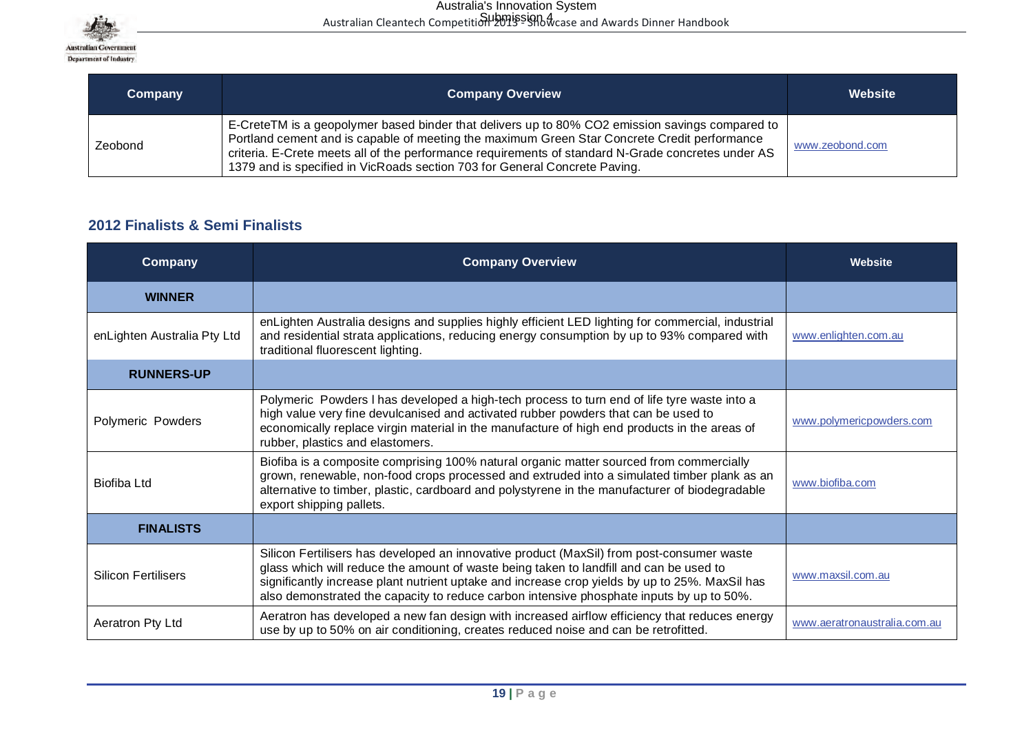| Company | Company Overview | Website |
|---|---|---|
| Zeobond | E-CreteTM is a geopolymer based binder that delivers up to 80% $CO_2$ emission savings compared to Portland cement and is capable of meeting the maximum Green Star Concrete Credit performance criteria. E-Crete meets all of the performance requirements of standard N-Grade concretes under AS 1379 and is specified in VicRoads section 703 for General Concrete Paving. | www.zeobond.com |

## 2012 Finalists & Semi Finalists

| Company | Company Overview | Website |
|---|---|---|
| **WINNER** | | |
| enLighten Australia Pty Ltd | enLighten Australia designs and supplies highly efficient LED lighting for commercial, industrial and residential strata applications, reducing energy consumption by up to 93% compared with traditional fluorescent lighting. | www.enlighten.com.au |
| **RUNNERS-UP** | | |
| Polymeric Powders | Polymeric Powders l has developed a high-tech process to turn end of life tyre waste into a high value very fine devulcanised and activated rubber powders that can be used to economically replace virgin material in the manufacture of high end products in the areas of rubber, plastics and elastomers. | www.polymericpowders.com |
| Biofiba Ltd | Biofiba is a composite comprising 100% natural organic matter sourced from commercially grown, renewable, non-food crops processed and extruded into a simulated timber plank as an alternative to timber, plastic, cardboard and polystyrene in the manufacturer of biodegradable export shipping pallets. | www.biofiba.com |
| **FINALISTS** | | |
| Silicon Fertilisers | Silicon Fertilisers has developed an innovative product (MaxSil) from post-consumer waste glass which will reduce the amount of waste being taken to landfill and can be used to significantly increase plant nutrient uptake and increase crop yields by up to 25%. MaxSil has also demonstrated the capacity to reduce carbon intensive phosphate inputs by up to 50%. | www.maxsil.com.au |
| Aeratron Pty Ltd | Aeratron has developed a new fan design with increased airflow efficiency that reduces energy use by up to 50% on air conditioning, creates reduced noise and can be retrofitted. | www.aeratronaustralia.com.au |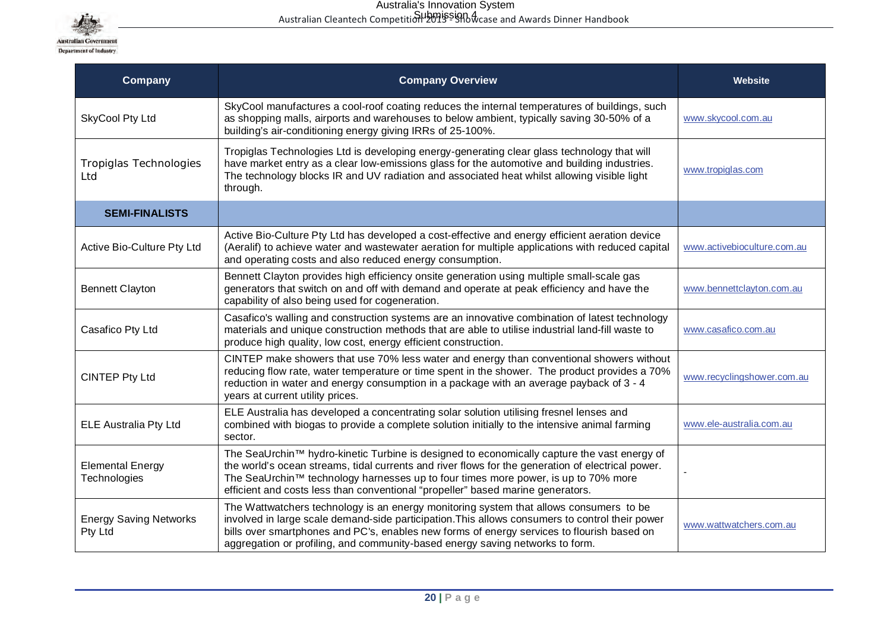| Company | Company Overview | Website |
| --- | --- | --- |
| SkyCool Pty Ltd | SkyCool manufactures a cool-roof coating reduces the internal temperatures of buildings, such as shopping malls, airports and warehouses to below ambient, typically saving 30-50% of a building's air-conditioning energy giving IRRs of 25-100%. | www.skycool.com.au |
| Tropiglas Technologies Ltd | Tropiglas Technologies Ltd is developing energy-generating clear glass technology that will have market entry as a clear low-emissions glass for the automotive and building industries. The technology blocks IR and UV radiation and associated heat whilst allowing visible light through. | www.tropiglas.com |
| **SEMI-FINALISTS** | | |
| Active Bio-Culture Pty Ltd | Active Bio-Culture Pty Ltd has developed a cost-effective and energy efficient aeration device (Aeralif) to achieve water and wastewater aeration for multiple applications with reduced capital and operating costs and also reduced energy consumption. | www.activebioculture.com.au |
| Bennett Clayton | Bennett Clayton provides high efficiency onsite generation using multiple small-scale gas generators that switch on and off with demand and operate at peak efficiency and have the capability of also being used for cogeneration. | www.bennettclayton.com.au |
| Casafico Pty Ltd | Casafico's walling and construction systems are an innovative combination of latest technology materials and unique construction methods that are able to utilise industrial land-fill waste to produce high quality, low cost, energy efficient construction. | www.casafico.com.au |
| CINTEP Pty Ltd | CINTEP make showers that use 70% less water and energy than conventional showers without reducing flow rate, water temperature or time spent in the shower. The product provides a 70% reduction in water and energy consumption in a package with an average payback of 3 - 4 years at current utility prices. | www.recyclingshower.com.au |
| ELE Australia Pty Ltd | ELE Australia has developed a concentrating solar solution utilising fresnel lenses and combined with biogas to provide a complete solution initially to the intensive animal farming sector. | www.ele-australia.com.au |
| Elemental Energy Technologies | The SeaUrchin™ hydro-kinetic Turbine is designed to economically capture the vast energy of the world's ocean streams, tidal currents and river flows for the generation of electrical power. The SeaUrchin™ technology harnesses up to four times more power, is up to 70% more efficient and costs less than conventional "propeller" based marine generators. | - |
| Energy Saving Networks Pty Ltd | The Wattwatchers technology is an energy monitoring system that allows consumers to be involved in large scale demand-side participation.This allows consumers to control their power bills over smartphones and PC's, enables new forms of energy services to flourish based on aggregation or profiling, and community-based energy saving networks to form. | www.wattwatchers.com.au |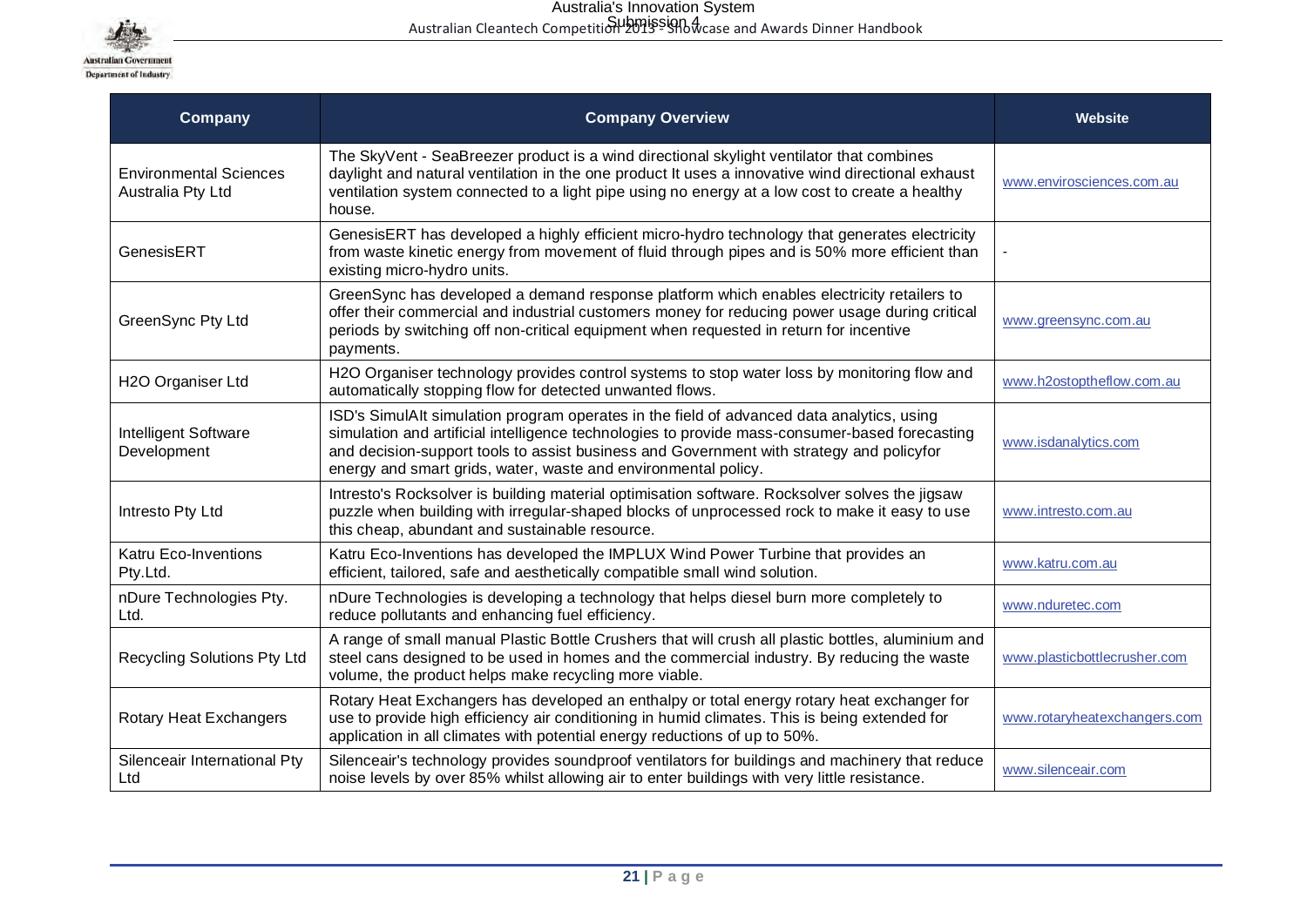| Company | Company Overview | Website |
|---|---|---|
| Environmental Sciences Australia Pty Ltd | The SkyVent - SeaBreezer product is a wind directional skylight ventilator that combines daylight and natural ventilation in the one product It uses a innovative wind directional exhaust ventilation system connected to a light pipe using no energy at a low cost to create a healthy house. | www.envirosciences.com.au |
| GenesisERT | GenesisERT has developed a highly efficient micro-hydro technology that generates electricity from waste kinetic energy from movement of fluid through pipes and is 50% more efficient than existing micro-hydro units. | - |
| GreenSync Pty Ltd | GreenSync has developed a demand response platform which enables electricity retailers to offer their commercial and industrial customers money for reducing power usage during critical periods by switching off non-critical equipment when requested in return for incentive payments. | www.greensync.com.au |
| H2O Organiser Ltd | H2O Organiser technology provides control systems to stop water loss by monitoring flow and automatically stopping flow for detected unwanted flows. | www.h2ostoptheflow.com.au |
| Intelligent Software Development | ISD's SimulAIt simulation program operates in the field of advanced data analytics, using simulation and artificial intelligence technologies to provide mass-consumer-based forecasting and decision-support tools to assist business and Government with strategy and policyfor energy and smart grids, water, waste and environmental policy. | www.isdanalytics.com |
| Intresto Pty Ltd | Intresto's Rocksolver is building material optimisation software. Rocksolver solves the jigsaw puzzle when building with irregular-shaped blocks of unprocessed rock to make it easy to use this cheap, abundant and sustainable resource. | www.intresto.com.au |
| Katru Eco-Inventions Pty.Ltd. | Katru Eco-Inventions has developed the IMPLUX Wind Power Turbine that provides an efficient, tailored, safe and aesthetically compatible small wind solution. | www.katru.com.au |
| nDure Technologies Pty. Ltd. | nDure Technologies is developing a technology that helps diesel burn more completely to reduce pollutants and enhancing fuel efficiency. | www.nduretec.com |
| Recycling Solutions Pty Ltd | A range of small manual Plastic Bottle Crushers that will crush all plastic bottles, aluminium and steel cans designed to be used in homes and the commercial industry. By reducing the waste volume, the product helps make recycling more viable. | www.plasticbottlecrusher.com |
| Rotary Heat Exchangers | Rotary Heat Exchangers has developed an enthalpy or total energy rotary heat exchanger for use to provide high efficiency air conditioning in humid climates. This is being extended for application in all climates with potential energy reductions of up to 50%. | www.rotaryheatexchangers.com |
| Silenceair International Pty Ltd | Silenceair's technology provides soundproof ventilators for buildings and machinery that reduce noise levels by over 85% whilst allowing air to enter buildings with very little resistance. | www.silenceair.com |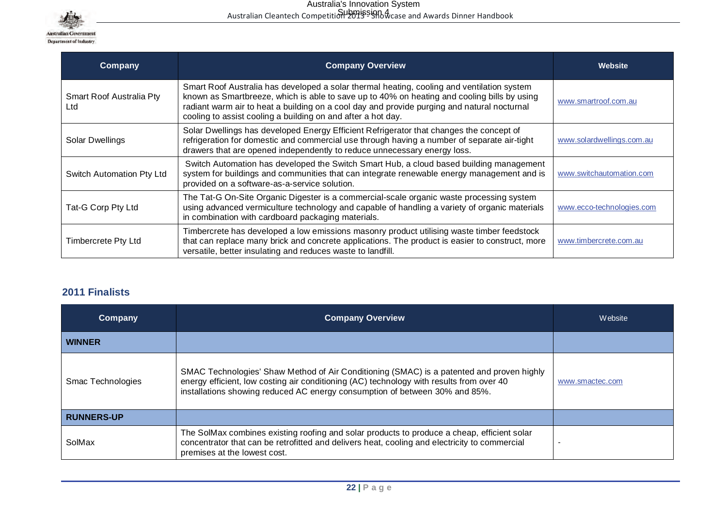| Company | Company Overview | Website |
|---|---|---|
| Smart Roof Australia Pty Ltd | Smart Roof Australia has developed a solar thermal heating, cooling and ventilation system known as Smartbreeze, which is able to save up to 40% on heating and cooling bills by using radiant warm air to heat a building on a cool day and provide purging and natural nocturnal cooling to assist cooling a building on and after a hot day. | www.smartroof.com.au |
| Solar Dwellings | Solar Dwellings has developed Energy Efficient Refrigerator that changes the concept of refrigeration for domestic and commercial use through having a number of separate air-tight drawers that are opened independently to reduce unnecessary energy loss. | www.solardwellings.com.au |
| Switch Automation Pty Ltd | Switch Automation has developed the Switch Smart Hub, a cloud based building management system for buildings and communities that can integrate renewable energy management and is provided on a software-as-a-service solution. | www.switchautomation.com |
| Tat-G Corp Pty Ltd | The Tat-G On-Site Organic Digester is a commercial-scale organic waste processing system using advanced vermiculture technology and capable of handling a variety of organic materials in combination with cardboard packaging materials. | www.ecco-technologies.com |
| Timbercrete Pty Ltd | Timbercrete has developed a low emissions masonry product utilising waste timber feedstock that can replace many brick and concrete applications. The product is easier to construct, more versatile, better insulating and reduces waste to landfill. | www.timbercrete.com.au |

## 2011 Finalists

| Company | Company Overview | Website |
|---|---|---|
| **WINNER** | | |
| Smac Technologies | SMAC Technologies' Shaw Method of Air Conditioning (SMAC) is a patented and proven highly energy efficient, low costing air conditioning (AC) technology with results from over 40 installations showing reduced AC energy consumption of between 30% and 85%. | www.smactec.com |
| **RUNNERS-UP** | | |
| SolMax | The SolMax combines existing roofing and solar products to produce a cheap, efficient solar concentrator that can be retrofitted and delivers heat, cooling and electricity to commercial premises at the lowest cost. | - |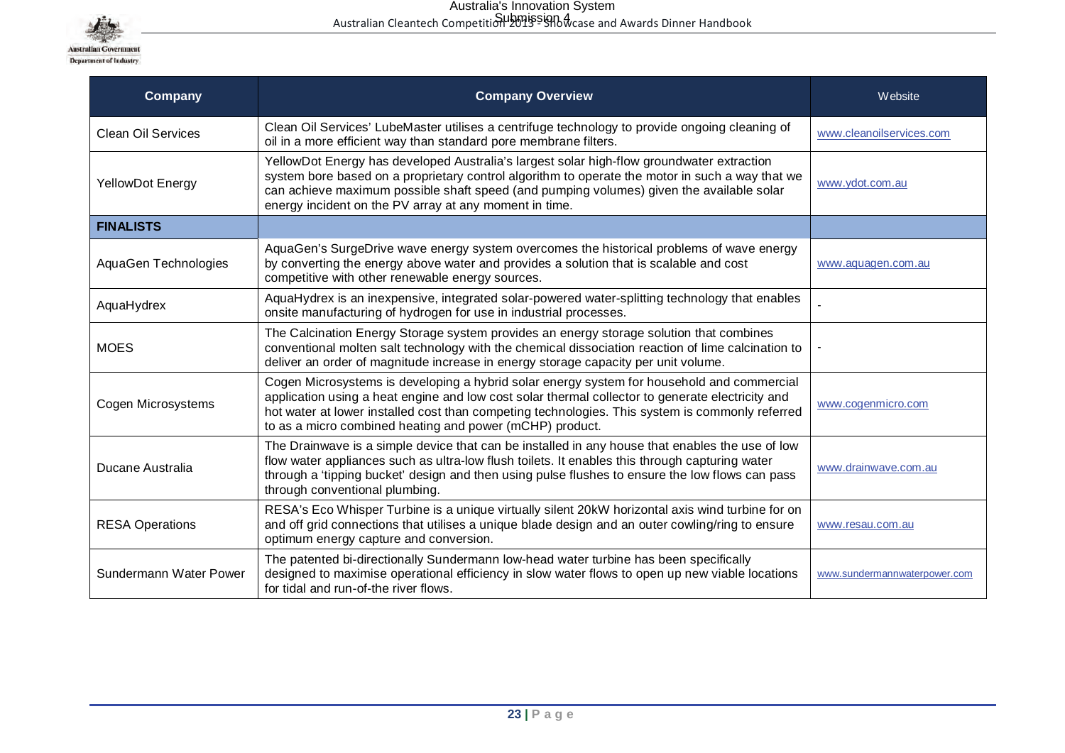| Company | Company Overview | Website |
|---|---|---|
| Clean Oil Services | Clean Oil Services' LubeMaster utilises a centrifuge technology to provide ongoing cleaning of oil in a more efficient way than standard pore membrane filters. | www.cleanoilservices.com |
| YellowDot Energy | YellowDot Energy has developed Australia's largest solar high-flow groundwater extraction system bore based on a proprietary control algorithm to operate the motor in such a way that we can achieve maximum possible shaft speed (and pumping volumes) given the available solar energy incident on the PV array at any moment in time. | www.ydot.com.au |
| **FINALISTS** | | |
| AquaGen Technologies | AquaGen's SurgeDrive wave energy system overcomes the historical problems of wave energy by converting the energy above water and provides a solution that is scalable and cost competitive with other renewable energy sources. | www.aquagen.com.au |
| AquaHydrex | AquaHydrex is an inexpensive, integrated solar-powered water-splitting technology that enables onsite manufacturing of hydrogen for use in industrial processes. | - |
| MOES | The Calcination Energy Storage system provides an energy storage solution that combines conventional molten salt technology with the chemical dissociation reaction of lime calcination to deliver an order of magnitude increase in energy storage capacity per unit volume. | - |
| Cogen Microsystems | Cogen Microsystems is developing a hybrid solar energy system for household and commercial application using a heat engine and low cost solar thermal collector to generate electricity and hot water at lower installed cost than competing technologies. This system is commonly referred to as a micro combined heating and power (mCHP) product. | www.cogenmicro.com |
| Ducane Australia | The Drainwave is a simple device that can be installed in any house that enables the use of low flow water appliances such as ultra-low flush toilets. It enables this through capturing water through a 'tipping bucket' design and then using pulse flushes to ensure the low flows can pass through conventional plumbing. | www.drainwave.com.au |
| RESA Operations | RESA's Eco Whisper Turbine is a unique virtually silent 20kW horizontal axis wind turbine for on and off grid connections that utilises a unique blade design and an outer cowling/ring to ensure optimum energy capture and conversion. | www.resau.com.au |
| Sundermann Water Power | The patented bi-directionally Sundermann low-head water turbine has been specifically designed to maximise operational efficiency in slow water flows to open up new viable locations for tidal and run-of-the river flows. | www.sundermannwaterpower.com |